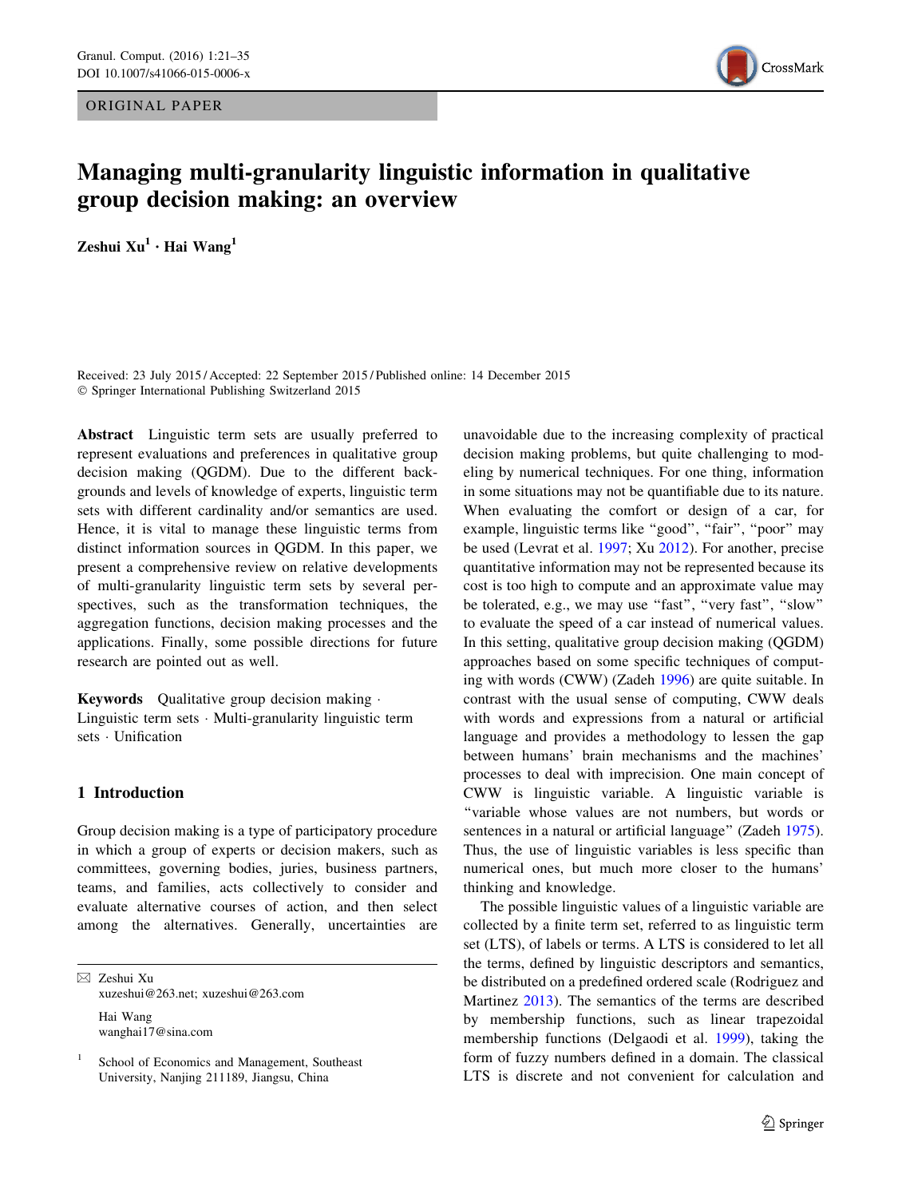ORIGINAL PAPER

# Managing multi-granularity linguistic information in qualitative group decision making: an overview

**Zeshui Xu[1] · Hai Wang[1]**

Received: 23 July 2015 / Accepted: 22 September 2015 / Published online: 14 December 2015
© Springer International Publishing Switzerland 2015

**Abstract** Linguistic term sets are usually preferred to represent evaluations and preferences in qualitative group decision making (QGDM). Due to the different backgrounds and levels of knowledge of experts, linguistic term sets with different cardinality and/or semantics are used. Hence, it is vital to manage these linguistic terms from distinct information sources in QGDM. In this paper, we present a comprehensive review on relative developments of multi-granularity linguistic term sets by several perspectives, such as the transformation techniques, the aggregation functions, decision making processes and the applications. Finally, some possible directions for future research are pointed out as well.

**Keywords** Qualitative group decision making · Linguistic term sets · Multi-granularity linguistic term sets · Unification

## 1 Introduction

Group decision making is a type of participatory procedure in which a group of experts or decision makers, such as committees, governing bodies, juries, business partners, teams, and families, acts collectively to consider and evaluate alternative courses of action, and then select among the alternatives. Generally, uncertainties are unavoidable due to the increasing complexity of practical decision making problems, but quite challenging to modeling by numerical techniques. For one thing, information in some situations may not be quantifiable due to its nature. When evaluating the comfort or design of a car, for example, linguistic terms like "good", "fair", "poor" may be used (Levrat et al. 1997; Xu 2012). For another, precise quantitative information may not be represented because its cost is too high to compute and an approximate value may be tolerated, e.g., we may use "fast", "very fast", "slow" to evaluate the speed of a car instead of numerical values. In this setting, qualitative group decision making (QGDM) approaches based on some specific techniques of computing with words (CWW) (Zadeh 1996) are quite suitable. In contrast with the usual sense of computing, CWW deals with words and expressions from a natural or artificial language and provides a methodology to lessen the gap between humans' brain mechanisms and the machines' processes to deal with imprecision. One main concept of CWW is linguistic variable. A linguistic variable is "variable whose values are not numbers, but words or sentences in a natural or artificial language" (Zadeh 1975). Thus, the use of linguistic variables is less specific than numerical ones, but much more closer to the humans' thinking and knowledge.

The possible linguistic values of a linguistic variable are collected by a finite term set, referred to as linguistic term set (LTS), of labels or terms. A LTS is considered to let all the terms, defined by linguistic descriptors and semantics, be distributed on a predefined ordered scale (Rodriguez and Martinez 2013). The semantics of the terms are described by membership functions, such as linear trapezoidal membership functions (Delgaodi et al. 1999), taking the form of fuzzy numbers defined in a domain. The classical LTS is discrete and not convenient for calculation and

---

✉ Zeshui Xu
xuzeshui@263.net; xuzeshui@263.com

Hai Wang
wanghai17@sina.com

[1] School of Economics and Management, Southeast University, Nanjing 211189, Jiangsu, China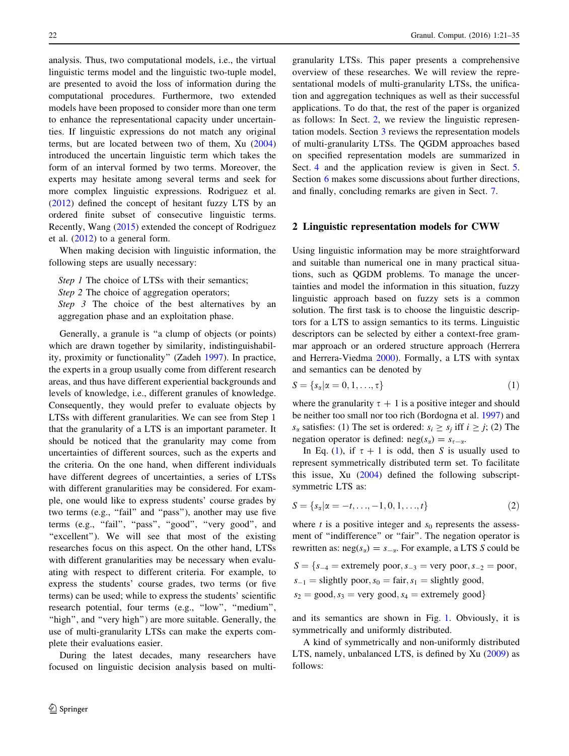analysis. Thus, two computational models, i.e., the virtual linguistic terms model and the linguistic two-tuple model, are presented to avoid the loss of information during the computational procedures. Furthermore, two extended models have been proposed to consider more than one term to enhance the representational capacity under uncertainties. If linguistic expressions do not match any original terms, but are located between two of them, Xu (2004) introduced the uncertain linguistic term which takes the form of an interval formed by two terms. Moreover, the experts may hesitate among several terms and seek for more complex linguistic expressions. Rodriguez et al. (2012) defined the concept of hesitant fuzzy LTS by an ordered finite subset of consecutive linguistic terms. Recently, Wang (2015) extended the concept of Rodriguez et al. (2012) to a general form.

When making decision with linguistic information, the following steps are usually necessary:

*Step 1* The choice of LTSs with their semantics;
*Step 2* The choice of aggregation operators;
*Step 3* The choice of the best alternatives by an aggregation phase and an exploitation phase.

Generally, a granule is "a clump of objects (or points) which are drawn together by similarity, indistinguishability, proximity or functionality" (Zadeh 1997). In practice, the experts in a group usually come from different research areas, and thus have different experiential backgrounds and levels of knowledge, i.e., different granules of knowledge. Consequently, they would prefer to evaluate objects by LTSs with different granularities. We can see from Step 1 that the granularity of a LTS is an important parameter. It should be noticed that the granularity may come from uncertainties of different sources, such as the experts and the criteria. On the one hand, when different individuals have different degrees of uncertainties, a series of LTSs with different granularities may be considered. For example, one would like to express students' course grades by two terms (e.g., "fail" and "pass"), another may use five terms (e.g., "fail", "pass", "good", "very good", and "excellent"). We will see that most of the existing researches focus on this aspect. On the other hand, LTSs with different granularities may be necessary when evaluating with respect to different criteria. For example, to express the students' course grades, two terms (or five terms) can be used; while to express the students' scientific research potential, four terms (e.g., "low", "medium", "high", and "very high") are more suitable. Generally, the use of multi-granularity LTSs can make the experts complete their evaluations easier.

During the latest decades, many researchers have focused on linguistic decision analysis based on multi-granularity LTSs. This paper presents a comprehensive overview of these researches. We will review the representational models of multi-granularity LTSs, the unification and aggregation techniques as well as their successful applications. To do that, the rest of the paper is organized as follows: In Sect. 2, we review the linguistic representation models. Section 3 reviews the representation models of multi-granularity LTSs. The QGDM approaches based on specified representation models are summarized in Sect. 4 and the application review is given in Sect. 5. Section 6 makes some discussions about further directions, and finally, concluding remarks are given in Sect. 7.

## 2 Linguistic representation models for CWW

Using linguistic information may be more straightforward and suitable than numerical one in many practical situations, such as QGDM problems. To manage the uncertainties and model the information in this situation, fuzzy linguistic approach based on fuzzy sets is a common solution. The first task is to choose the linguistic descriptors for a LTS to assign semantics to its terms. Linguistic descriptors can be selected by either a context-free grammar approach or an ordered structure approach (Herrera and Herrera-Viedma 2000). Formally, a LTS with syntax and semantics can be denoted by

$$S = \{s_\alpha | \alpha = 0, 1, \ldots, \tau\} \tag{1}$$

where the granularity $\tau + 1$ is a positive integer and should be neither too small nor too rich (Bordogna et al. 1997) and $s_\alpha$ satisfies: (1) The set is ordered: $s_i \geq s_j$ iff $i \geq j$; (2) The negation operator is defined: $\text{neg}(s_\alpha) = s_{\tau-\alpha}$.

In Eq. (1), if $\tau + 1$ is odd, then $S$ is usually used to represent symmetrically distributed term set. To facilitate this issue, Xu (2004) defined the following subscript-symmetric LTS as:

$$S = \{s_\alpha | \alpha = -t, \ldots, -1, 0, 1, \ldots, t\} \tag{2}$$

where $t$ is a positive integer and $s_0$ represents the assessment of "indifference" or "fair". The negation operator is rewritten as: $\text{neg}(s_\alpha) = s_{-\alpha}$. For example, a LTS $S$ could be

$$\begin{aligned} S = \{&s_{-4} = \text{extremely poor}, s_{-3} = \text{very poor}, s_{-2} = \text{poor}, \\ &s_{-1} = \text{slightly poor}, s_0 = \text{fair}, s_1 = \text{slightly good}, \\ &s_2 = \text{good}, s_3 = \text{very good}, s_4 = \text{extremely good}\} \end{aligned}$$

and its semantics are shown in Fig. 1. Obviously, it is symmetrically and uniformly distributed.

A kind of symmetrically and non-uniformly distributed LTS, namely, unbalanced LTS, is defined by Xu (2009) as follows: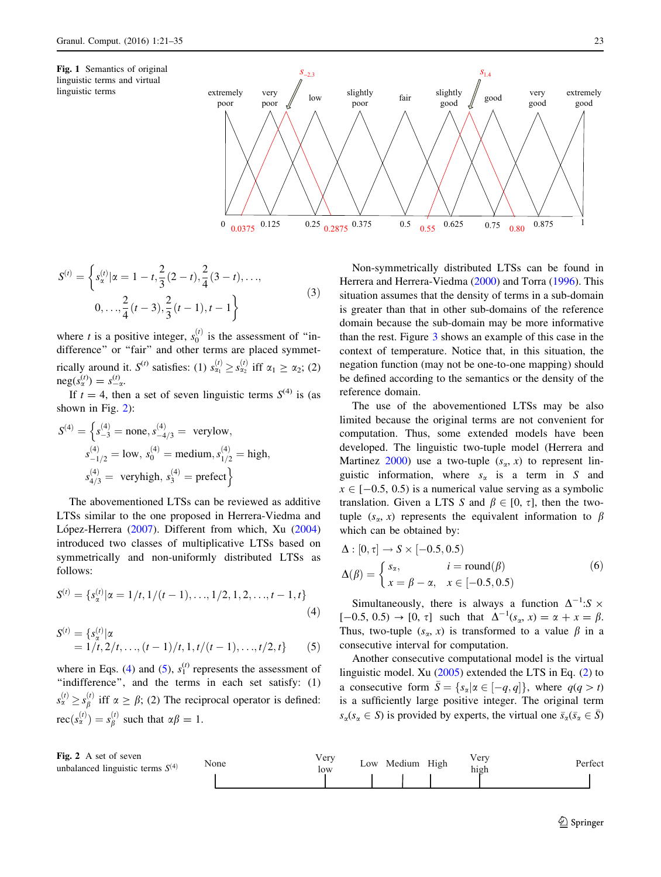**Fig. 1** Semantics of original linguistic terms and virtual linguistic terms

$$S^{(t)} = \left\{ s_{\alpha}^{(t)} | \alpha = 1 - t, \frac{2}{3}(2 - t), \frac{2}{4}(3 - t), \ldots, 0, \ldots, \frac{2}{4}(t - 3), \frac{2}{3}(t - 1), t - 1 \right\} \tag{3}$$

where $t$ is a positive integer, $s_0^{(t)}$ is the assessment of "indifference" or "fair" and other terms are placed symmetrically around it. $S^{(t)}$ satisfies: (1) $s_{\alpha_1}^{(t)} \geq s_{\alpha_2}^{(t)}$ iff $\alpha_1 \geq \alpha_2$; (2) $\text{neg}(s_{\alpha}^{(t)}) = s_{-\alpha}^{(t)}$.

If $t = 4$, then a set of seven linguistic terms $S^{(4)}$ is (as shown in Fig. 2):

$$S^{(4)} = \left\{ s_{-3}^{(4)} = \text{none}, s_{-4/3}^{(4)} = \text{verylow}, s_{-1/2}^{(4)} = \text{low}, s_0^{(4)} = \text{medium}, s_{1/2}^{(4)} = \text{high}, s_{4/3}^{(4)} = \text{veryhigh}, s_3^{(4)} = \text{prefect} \right\}$$

The abovementioned LTSs can be reviewed as additive LTSs similar to the one proposed in Herrera-Viedma and López-Herrera (2007). Different from which, Xu (2004) introduced two classes of multiplicative LTSs based on symmetrically and non-uniformly distributed LTSs as follows:

$$S^{(t)} = \{ s_{\alpha}^{(t)} | \alpha = 1/t, 1/(t - 1), \ldots, 1/2, 1, 2, \ldots, t - 1, t \} \tag{4}$$

$$S^{(t)} = \{ s_{\alpha}^{(t)} | \alpha = 1/t, 2/t, \ldots, (t - 1)/t, 1, t/(t - 1), \ldots, t/2, t \} \tag{5}$$

where in Eqs. (4) and (5), $s_1^{(t)}$ represents the assessment of "indifference", and the terms in each set satisfy: (1) $s_{\alpha}^{(t)} \geq s_{\beta}^{(t)}$ iff $\alpha \geq \beta$; (2) The reciprocal operator is defined: $\text{rec}(s_{\alpha}^{(t)}) = s_{\beta}^{(t)}$ such that $\alpha\beta = 1$.

Non-symmetrically distributed LTSs can be found in Herrera and Herrera-Viedma (2000) and Torra (1996). This situation assumes that the density of terms in a sub-domain is greater than that in other sub-domains of the reference domain because the sub-domain may be more informative than the rest. Figure 3 shows an example of this case in the context of temperature. Notice that, in this situation, the negation function (may not be one-to-one mapping) should be defined according to the semantics or the density of the reference domain.

The use of the abovementioned LTSs may be also limited because the original terms are not convenient for computation. Thus, some extended models have been developed. The linguistic two-tuple model (Herrera and Martinez 2000) use a two-tuple $(s_\alpha, x)$ to represent linguistic information, where $s_\alpha$ is a term in $S$ and $x \in [-0.5, 0.5)$ is a numerical value serving as a symbolic translation. Given a LTS $S$ and $\beta \in [0, \tau]$, then the two-tuple $(s_\alpha, x)$ represents the equivalent information to $\beta$ which can be obtained by:

$$\Delta : [0, \tau] \rightarrow S \times [-0.5, 0.5)$$

$$\Delta(\beta) = \begin{cases} s_\alpha, & i = \text{round}(\beta) \\ x = \beta - \alpha, & x \in [-0.5, 0.5) \end{cases} \tag{6}$$

Simultaneously, there is always a function $\Delta^{-1}: S \times [-0.5, 0.5) \rightarrow [0, \tau]$ such that $\Delta^{-1}(s_\alpha, x) = \alpha + x = \beta$. Thus, two-tuple $(s_\alpha, x)$ is transformed to a value $\beta$ in a consecutive interval for computation.

Another consecutive computational model is the virtual linguistic model. Xu (2005) extended the LTS in Eq. (2) to a consecutive form $\bar{S} = \{ s_\alpha | \alpha \in [-q, q] \}$, where $q (q > t)$ is a sufficiently large positive integer. The original term $s_\alpha (s_\alpha \in S)$ is provided by experts, the virtual one $\bar{s}_\alpha (\bar{s}_\alpha \in \bar{S})$

**Fig. 2** A set of seven unbalanced linguistic terms $S^{(4)}$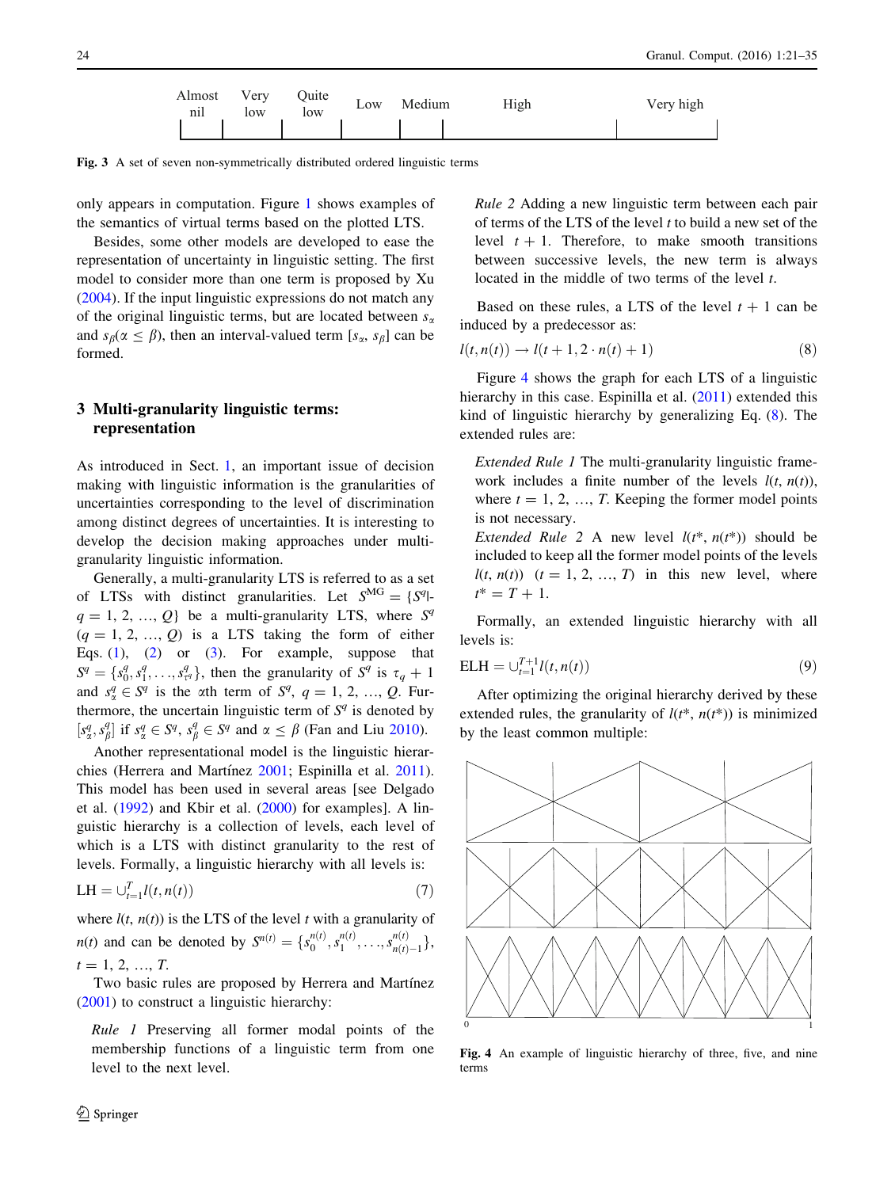| Almost nil | Very low | Quite low | Low | Medium | High | Very high |
|---|---|---|---|---|---|---|

**Fig. 3** A set of seven non-symmetrically distributed ordered linguistic terms

only appears in computation. Figure 1 shows examples of the semantics of virtual terms based on the plotted LTS.

Besides, some other models are developed to ease the representation of uncertainty in linguistic setting. The first model to consider more than one term is proposed by Xu (2004). If the input linguistic expressions do not match any of the original linguistic terms, but are located between $s_\alpha$ and $s_\beta (\alpha \leq \beta)$, then an interval-valued term $[s_\alpha, s_\beta]$ can be formed.

## 3 Multi-granularity linguistic terms: representation

As introduced in Sect. 1, an important issue of decision making with linguistic information is the granularities of uncertainties corresponding to the level of discrimination among distinct degrees of uncertainties. It is interesting to develop the decision making approaches under multi-granularity linguistic information.

Generally, a multi-granularity LTS is referred to as a set of LTSs with distinct granularities. Let $S^{\text{MG}} = \{S^q | q = 1, 2, \ldots, Q\}$ be a multi-granularity LTS, where $S^q$ $(q = 1, 2, \ldots, Q)$ is a LTS taking the form of either Eqs. (1), (2) or (3). For example, suppose that $S^q = \{s_0^q, s_1^q, \ldots, s_{\tau^q}^q\}$, then the granularity of $S^q$ is $\tau_q + 1$ and $s_\alpha^q \in S^q$ is the $\alpha$th term of $S^q$, $q = 1, 2, \ldots, Q$. Furthermore, the uncertain linguistic term of $S^q$ is denoted by $[s_\alpha^q, s_\beta^q]$ if $s_\alpha^q \in S^q$, $s_\beta^q \in S^q$ and $\alpha \leq \beta$ (Fan and Liu 2010).

Another representational model is the linguistic hierarchies (Herrera and Martínez 2001; Espinilla et al. 2011). This model has been used in several areas [see Delgado et al. (1992) and Kbir et al. (2000) for examples]. A linguistic hierarchy is a collection of levels, each level of which is a LTS with distinct granularity to the rest of levels. Formally, a linguistic hierarchy with all levels is:

$$\text{LH} = \cup_{t=1}^{T} l(t, n(t)) \tag{7}$$

where $l(t, n(t))$ is the LTS of the level $t$ with a granularity of $n(t)$ and can be denoted by $S^{n(t)} = \{s_0^{n(t)}, s_1^{n(t)}, \ldots, s_{n(t)-1}^{n(t)}\}$, $t = 1, 2, \ldots, T$.

Two basic rules are proposed by Herrera and Martínez (2001) to construct a linguistic hierarchy:

> *Rule 1* Preserving all former modal points of the membership functions of a linguistic term from one level to the next level.
>
> *Rule 2* Adding a new linguistic term between each pair of terms of the LTS of the level $t$ to build a new set of the level $t + 1$. Therefore, to make smooth transitions between successive levels, the new term is always located in the middle of two terms of the level $t$.

Based on these rules, a LTS of the level $t + 1$ can be induced by a predecessor as:

$$l(t, n(t)) \rightarrow l(t + 1, 2 \cdot n(t) + 1) \tag{8}$$

Figure 4 shows the graph for each LTS of a linguistic hierarchy in this case. Espinilla et al. (2011) extended this kind of linguistic hierarchy by generalizing Eq. (8). The extended rules are:

> *Extended Rule 1* The multi-granularity linguistic framework includes a finite number of the levels $l(t, n(t))$, where $t = 1, 2, \ldots, T$. Keeping the former model points is not necessary.
>
> *Extended Rule 2* A new level $l(t^*, n(t^*))$ should be included to keep all the former model points of the levels $l(t, n(t))$ $(t = 1, 2, \ldots, T)$ in this new level, where $t^* = T + 1$.

Formally, an extended linguistic hierarchy with all levels is:

$$\text{ELH} = \cup_{t=1}^{T+1} l(t, n(t)) \tag{9}$$

After optimizing the original hierarchy derived by these extended rules, the granularity of $l(t^*, n(t^*))$ is minimized by the least common multiple:

**Fig. 4** An example of linguistic hierarchy of three, five, and nine terms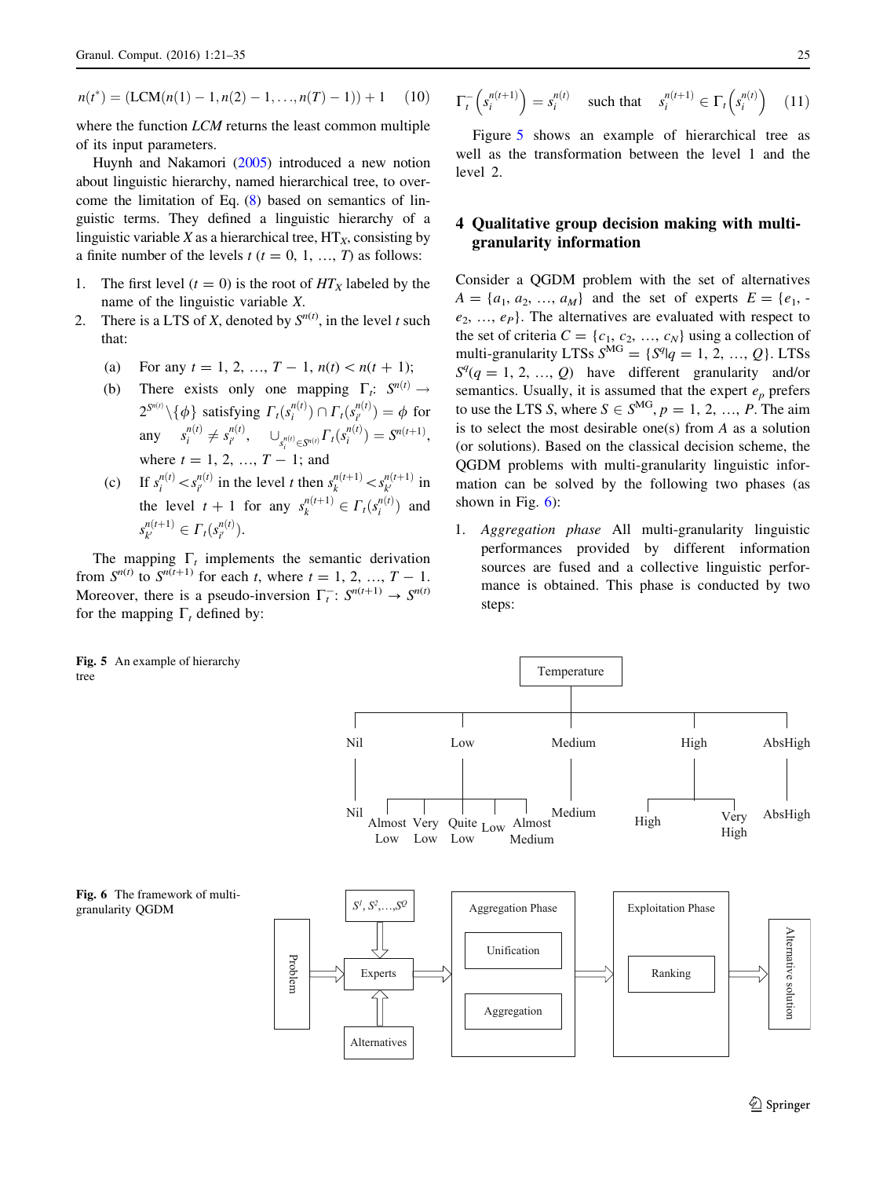$$n(t^*) = (\text{LCM}(n(1)-1, n(2)-1, \ldots, n(T)-1)) + 1 \quad (10)$$

where the function *LCM* returns the least common multiple of its input parameters.

Huynh and Nakamori (2005) introduced a new notion about linguistic hierarchy, named hierarchical tree, to overcome the limitation of Eq. (8) based on semantics of linguistic terms. They defined a linguistic hierarchy of a linguistic variable $X$ as a hierarchical tree, $\text{HT}_X$, consisting by a finite number of the levels $t$ ($t = 0, 1, \ldots, T$) as follows:

1. The first level ($t = 0$) is the root of $HT_X$ labeled by the name of the linguistic variable $X$.
2. There is a LTS of $X$, denoted by $S^{n(t)}$, in the level $t$ such that:
   (a) For any $t = 1, 2, \ldots, T-1$, $n(t) < n(t+1)$;
   (b) There exists only one mapping $\Gamma_t$: $S^{n(t)} \rightarrow 2^{S^{n(t)}} \backslash \{\phi\}$ satisfying $\Gamma_t(s_i^{n(t)}) \cap \Gamma_t(s_{i'}^{n(t)}) = \phi$ for any $s_i^{n(t)} \neq s_{i'}^{n(t)}$, $\cup_{s_i^{n(t)} \in S^{n(t)}} \Gamma_t(s_i^{n(t)}) = S^{n(t+1)}$, where $t = 1, 2, \ldots, T-1$; and
   (c) If $s_i^{n(t)} < s_{i'}^{n(t)}$ in the level $t$ then $s_k^{n(t+1)} < s_{k'}^{n(t+1)}$ in the level $t+1$ for any $s_k^{n(t+1)} \in \Gamma_t(s_i^{n(t)})$ and $s_{k'}^{n(t+1)} \in \Gamma_t(s_{i'}^{n(t)})$.

The mapping $\Gamma_t$ implements the semantic derivation from $S^{n(t)}$ to $S^{n(t+1)}$ for each $t$, where $t = 1, 2, \ldots, T-1$. Moreover, there is a pseudo-inversion $\Gamma_t^-$: $S^{n(t+1)} \rightarrow S^{n(t)}$ for the mapping $\Gamma_t$ defined by:

$$\Gamma_t^-\left(s_i^{n(t+1)}\right) = s_i^{n(t)} \quad \text{such that} \quad s_i^{n(t+1)} \in \Gamma_t\left(s_i^{n(t)}\right) \quad (11)$$

Figure 5 shows an example of hierarchical tree as well as the transformation between the level 1 and the level 2.

Fig. 5 An example of hierarchy tree

Fig. 6 The framework of multi-granularity QGDM

## 4 Qualitative group decision making with multi-granularity information

Consider a QGDM problem with the set of alternatives $A = \{a_1, a_2, \ldots, a_M\}$ and the set of experts $E = \{e_1, e_2, \ldots, e_P\}$. The alternatives are evaluated with respect to the set of criteria $C = \{c_1, c_2, \ldots, c_N\}$ using a collection of multi-granularity LTSs $S^{\text{MG}} = \{S^q | q = 1, 2, \ldots, Q\}$. LTSs $S^q (q = 1, 2, \ldots, Q)$ have different granularity and/or semantics. Usually, it is assumed that the expert $e_p$ prefers to use the LTS $S$, where $S \in S^{\text{MG}}, p = 1, 2, \ldots, P$. The aim is to select the most desirable one(s) from $A$ as a solution (or solutions). Based on the classical decision scheme, the QGDM problems with multi-granularity linguistic information can be solved by the following two phases (as shown in Fig. 6):

1. *Aggregation phase* All multi-granularity linguistic performances provided by different information sources are fused and a collective linguistic performance is obtained. This phase is conducted by two steps: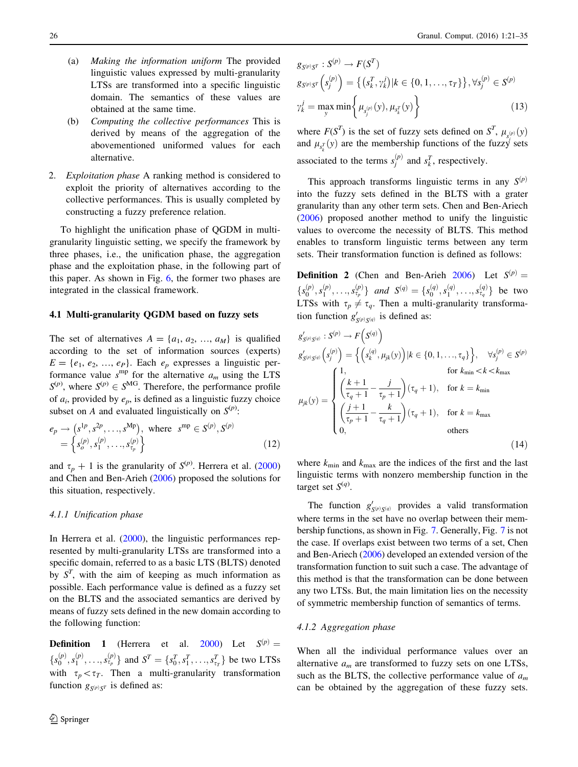(a) *Making the information uniform* The provided linguistic values expressed by multi-granularity LTSs are transformed into a specific linguistic domain. The semantics of these values are obtained at the same time.

(b) *Computing the collective performances* This is derived by means of the aggregation of the abovementioned uniformed values for each alternative.

2. *Exploitation phase* A ranking method is considered to exploit the priority of alternatives according to the collective performances. This is usually completed by constructing a fuzzy preference relation.

To highlight the unification phase of QGDM in multi-granularity linguistic setting, we specify the framework by three phases, i.e., the unification phase, the aggregation phase and the exploitation phase, in the following part of this paper. As shown in Fig. 6, the former two phases are integrated in the classical framework.

### 4.1 Multi-granularity QGDM based on fuzzy sets

The set of alternatives $A = \{a_1, a_2, \ldots, a_M\}$ is qualified according to the set of information sources (experts) $E = \{e_1, e_2, \ldots, e_P\}$. Each $e_p$ expresses a linguistic performance value $s^{\mathrm{mp}}$ for the alternative $a_m$ using the LTS $S^{(p)}$, where $S^{(p)} \in S^{\mathrm{MG}}$. Therefore, the performance profile of $a_i$, provided by $e_p$, is defined as a linguistic fuzzy choice subset on $A$ and evaluated linguistically on $S^{(p)}$:

$$e_p \rightarrow \left(s^{1p}, s^{2p}, \ldots, s^{\mathrm{M}p}\right), \text{ where } s^{\mathrm{mp}} \in S^{(p)}, S^{(p)} = \left\{s_o^{(p)}, s_1^{(p)}, \ldots, s_{\tau_p}^{(p)}\right\} \tag{12}$$

and $\tau_p + 1$ is the granularity of $S^{(p)}$. Herrera et al. (2000) and Chen and Ben-Arieh (2006) proposed the solutions for this situation, respectively.

#### 4.1.1 Unification phase

In Herrera et al. (2000), the linguistic performances represented by multi-granularity LTSs are transformed into a specific domain, referred to as a basic LTS (BLTS) denoted by $S^T$, with the aim of keeping as much information as possible. Each performance value is defined as a fuzzy set on the BLTS and the associated semantics are derived by means of fuzzy sets defined in the new domain according to the following function:

**Definition 1** (Herrera et al. 2000) Let $S^{(p)} = \{s_0^{(p)}, s_1^{(p)}, \ldots, s_{\tau_p}^{(p)}\}$ and $S^T = \{s_0^T, s_1^T, \ldots, s_{\tau_T}^T\}$ be two LTSs with $\tau_p < \tau_T$. Then a multi-granularity transformation function $g_{S^{(p)}S^T}$ is defined as:

$$g_{S^{(p)}S^T} : S^{(p)} \rightarrow F(S^T)$$
$$g_{S^{(p)}S^T}\left(s_j^{(p)}\right) = \left\{\left(s_k^T, \gamma_k^j\right) | k \in \{0, 1, \ldots, \tau_T\}\right\}, \forall s_j^{(p)} \in S^{(p)}$$
$$\gamma_k^j = \max_y \min\left\{\mu_{s_j^{(p)}}(y), \mu_{s_k^T}(y)\right\} \tag{13}$$

where $F(S^T)$ is the set of fuzzy sets defined on $S^T$, $\mu_{s_j^{(p)}}(y)$ and $\mu_{s_k^T}(y)$ are the membership functions of the fuzzy sets associated to the terms $s_j^{(p)}$ and $s_k^T$, respectively.

This approach transforms linguistic terms in any $S^{(p)}$ into the fuzzy sets defined in the BLTS with a grater granularity than any other term sets. Chen and Ben-Arieh (2006) proposed another method to unify the linguistic values to overcome the necessity of BLTS. This method enables to transform linguistic terms between any term sets. Their transformation function is defined as follows:

**Definition 2** (Chen and Ben-Arieh 2006) *Let* $S^{(p)} = \{s_0^{(p)}, s_1^{(p)}, \ldots, s_{\tau_p}^{(p)}\}$ *and* $S^{(q)} = \{s_0^{(q)}, s_1^{(q)}, \ldots, s_{\tau_q}^{(q)}\}$ *be two LTSs with* $\tau_p \neq \tau_q$. *Then a multi-granularity transformation function* $g'_{S^{(p)}S^{(q)}}$ *is defined as:*

$$g'_{S^{(p)}S^{(q)}} : S^{(p)} \rightarrow F\left(S^{(q)}\right)$$
$$g'_{S^{(p)}S^{(q)}}\left(s_j^{(p)}\right) = \left\{\left(s_k^{(q)}, \mu_{jk}(y)\right) | k \in \{0, 1, \ldots, \tau_q\}\right\}, \quad \forall s_j^{(p)} \in S^{(p)}$$
$$\mu_{jk}(y) = \begin{cases} 1, & \text{for } k_{\min} < k < k_{\max} \\ \left(\dfrac{k+1}{\tau_q+1} - \dfrac{j}{\tau_p+1}\right)(\tau_q+1), & \text{for } k = k_{\min} \\ \left(\dfrac{j+1}{\tau_p+1} - \dfrac{k}{\tau_q+1}\right)(\tau_q+1), & \text{for } k = k_{\max} \\ 0, & \text{others} \end{cases} \tag{14}$$

where $k_{\min}$ and $k_{\max}$ are the indices of the first and the last linguistic terms with nonzero membership function in the target set $S^{(q)}$.

The function $g'_{S^{(p)}S^{(q)}}$ provides a valid transformation where terms in the set have no overlap between their membership functions, as shown in Fig. 7. Generally, Fig. 7 is not the case. If overlaps exist between two terms of a set, Chen and Ben-Arieh (2006) developed an extended version of the transformation function to suit such a case. The advantage of this method is that the transformation can be done between any two LTSs. But, the main limitation lies on the necessity of symmetric membership function of semantics of terms.

#### 4.1.2 Aggregation phase

When all the individual performance values over an alternative $a_m$ are transformed to fuzzy sets on one LTSs, such as the BLTS, the collective performance value of $a_m$ can be obtained by the aggregation of these fuzzy sets.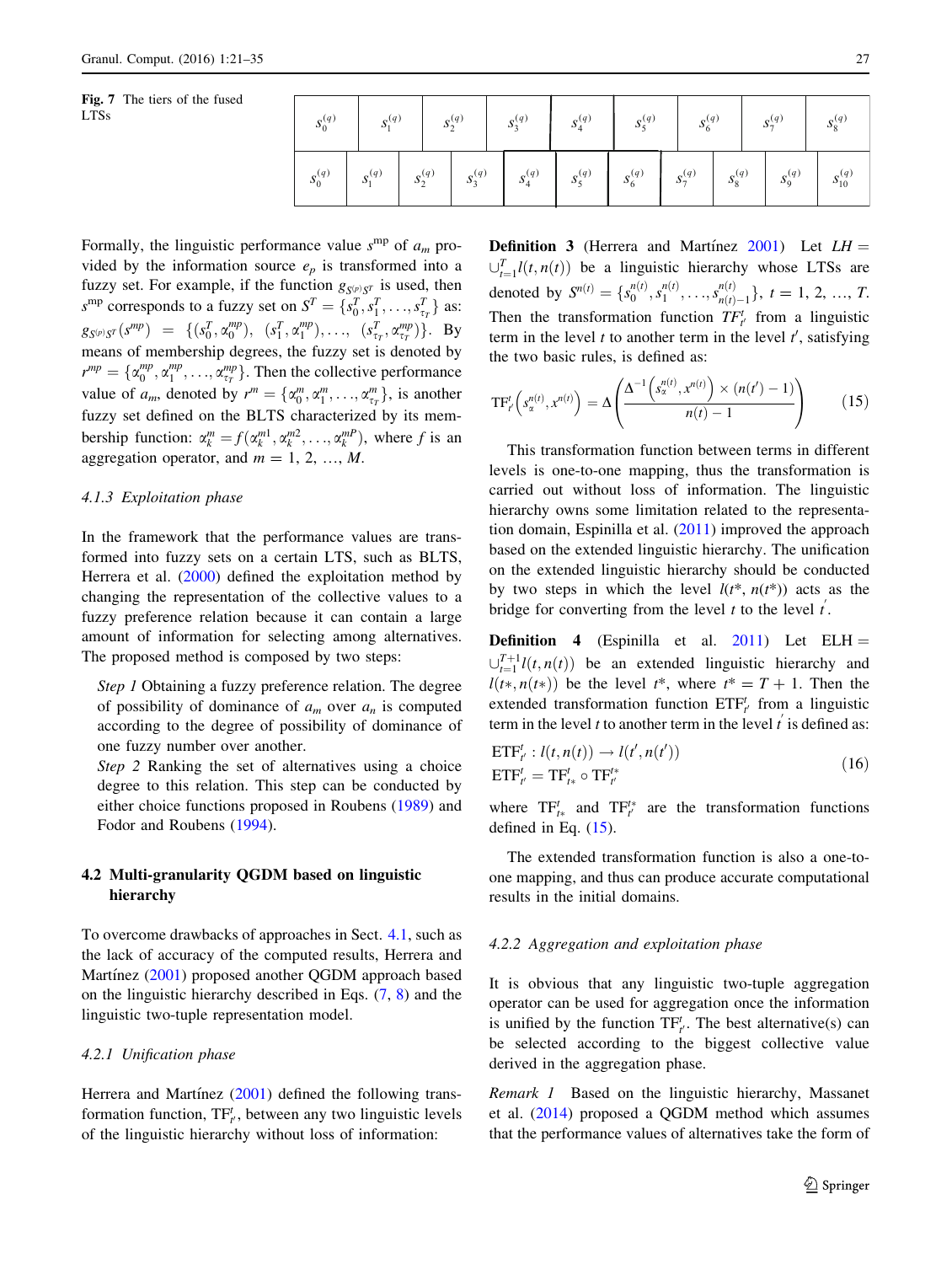**Fig. 7** The tiers of the fused LTSs

| $s_0^{(q)}$ | $s_1^{(q)}$ | $s_2^{(q)}$ | $s_3^{(q)}$ | $s_4^{(q)}$ | $s_5^{(q)}$ | $s_6^{(q)}$ | $s_7^{(q)}$ | $s_8^{(q)}$ | | | |
|---|---|---|---|---|---|---|---|---|---|---|---|
| $s_0^{(q)}$ | $s_1^{(q)}$ | $s_2^{(q)}$ | $s_3^{(q)}$ | $s_4^{(q)}$ | $s_5^{(q)}$ | $s_6^{(q)}$ | $s_7^{(q)}$ | $s_8^{(q)}$ | $s_9^{(q)}$ | $s_{10}^{(q)}$ | |

Formally, the linguistic performance value $s^{mp}$ of $a_m$ provided by the information source $e_p$ is transformed into a fuzzy set. For example, if the function $g_{S^{(p)}S^T}$ is used, then $s^{mp}$ corresponds to a fuzzy set on $S^T = \{s_0^T, s_1^T, \ldots, s_{\tau_T}^T\}$ as: $g_{S^{(p)}S^T}(s^{mp}) = \{(s_0^T, \alpha_0^{mp}), (s_1^T, \alpha_1^{mp}), \ldots, (s_{\tau_T}^T, \alpha_{\tau_T}^{mp})\}$. By means of membership degrees, the fuzzy set is denoted by $r^{mp} = \{\alpha_0^{mp}, \alpha_1^{mp}, \ldots, \alpha_{\tau_T}^{mp}\}$. Then the collective performance value of $a_m$, denoted by $r^m = \{\alpha_0^m, \alpha_1^m, \ldots, \alpha_{\tau_T}^m\}$, is another fuzzy set defined on the BLTS characterized by its membership function: $\alpha_k^m = f(\alpha_k^{m1}, \alpha_k^{m2}, \ldots, \alpha_k^{mP})$, where $f$ is an aggregation operator, and $m = 1, 2, \ldots, M$.

#### 4.1.3 Exploitation phase

In the framework that the performance values are transformed into fuzzy sets on a certain LTS, such as BLTS, Herrera et al. (2000) defined the exploitation method by changing the representation of the collective values to a fuzzy preference relation because it can contain a large amount of information for selecting among alternatives. The proposed method is composed by two steps:

*Step 1* Obtaining a fuzzy preference relation. The degree of possibility of dominance of $a_m$ over $a_n$ is computed according to the degree of possibility of dominance of one fuzzy number over another.

*Step 2* Ranking the set of alternatives using a choice degree to this relation. This step can be conducted by either choice functions proposed in Roubens (1989) and Fodor and Roubens (1994).

### 4.2 Multi-granularity QGDM based on linguistic hierarchy

To overcome drawbacks of approaches in Sect. 4.1, such as the lack of accuracy of the computed results, Herrera and Martínez (2001) proposed another QGDM approach based on the linguistic hierarchy described in Eqs. (7, 8) and the linguistic two-tuple representation model.

#### 4.2.1 Unification phase

Herrera and Martínez (2001) defined the following transformation function, $TF_{t'}^t$, between any two linguistic levels of the linguistic hierarchy without loss of information:

**Definition 3** (Herrera and Martínez 2001) Let $LH = \cup_{t=1}^{T} l(t, n(t))$ be a linguistic hierarchy whose LTSs are denoted by $S^{n(t)} = \{s_0^{n(t)}, s_1^{n(t)}, \ldots, s_{n(t)-1}^{n(t)}\}$, $t = 1, 2, \ldots, T$. Then the transformation function $TF_{t'}^t$ from a linguistic term in the level $t$ to another term in the level $t'$, satisfying the two basic rules, is defined as:

$$\mathrm{TF}_{t'}^t\left(s_\alpha^{n(t)}, x^{n(t)}\right) = \Delta\left(\frac{\Delta^{-1}\left(s_\alpha^{n(t)}, x^{n(t)}\right) \times (n(t') - 1)}{n(t) - 1}\right) \tag{15}$$

This transformation function between terms in different levels is one-to-one mapping, thus the transformation is carried out without loss of information. The linguistic hierarchy owns some limitation related to the representation domain, Espinilla et al. (2011) improved the approach based on the extended linguistic hierarchy. The unification on the extended linguistic hierarchy should be conducted by two steps in which the level $l(t*, n(t*))$ acts as the bridge for converting from the level $t$ to the level $t'$.

**Definition 4** (Espinilla et al. 2011) Let $\mathrm{ELH} = \cup_{t=1}^{T+1} l(t, n(t))$ be an extended linguistic hierarchy and $l(t*, n(t*))$ be the level $t*$, where $t* = T + 1$. Then the extended transformation function $\mathrm{ETF}_{t'}^t$ from a linguistic term in the level $t$ to another term in the level $t'$ is defined as:

$$\begin{aligned} &\mathrm{ETF}_{t'}^t : l(t, n(t)) \to l(t', n(t')) \\ &\mathrm{ETF}_{t'}^t = \mathrm{TF}_{t*}^t \circ \mathrm{TF}_{t'}^{t*} \end{aligned} \tag{16}$$

where $\mathrm{TF}_{t*}^t$ and $\mathrm{TF}_{t'}^{t*}$ are the transformation functions defined in Eq. (15).

The extended transformation function is also a one-to-one mapping, and thus can produce accurate computational results in the initial domains.

#### 4.2.2 Aggregation and exploitation phase

It is obvious that any linguistic two-tuple aggregation operator can be used for aggregation once the information is unified by the function $\mathrm{TF}_{t'}^t$. The best alternative(s) can be selected according to the biggest collective value derived in the aggregation phase.

*Remark 1* Based on the linguistic hierarchy, Massanet et al. (2014) proposed a QGDM method which assumes that the performance values of alternatives take the form of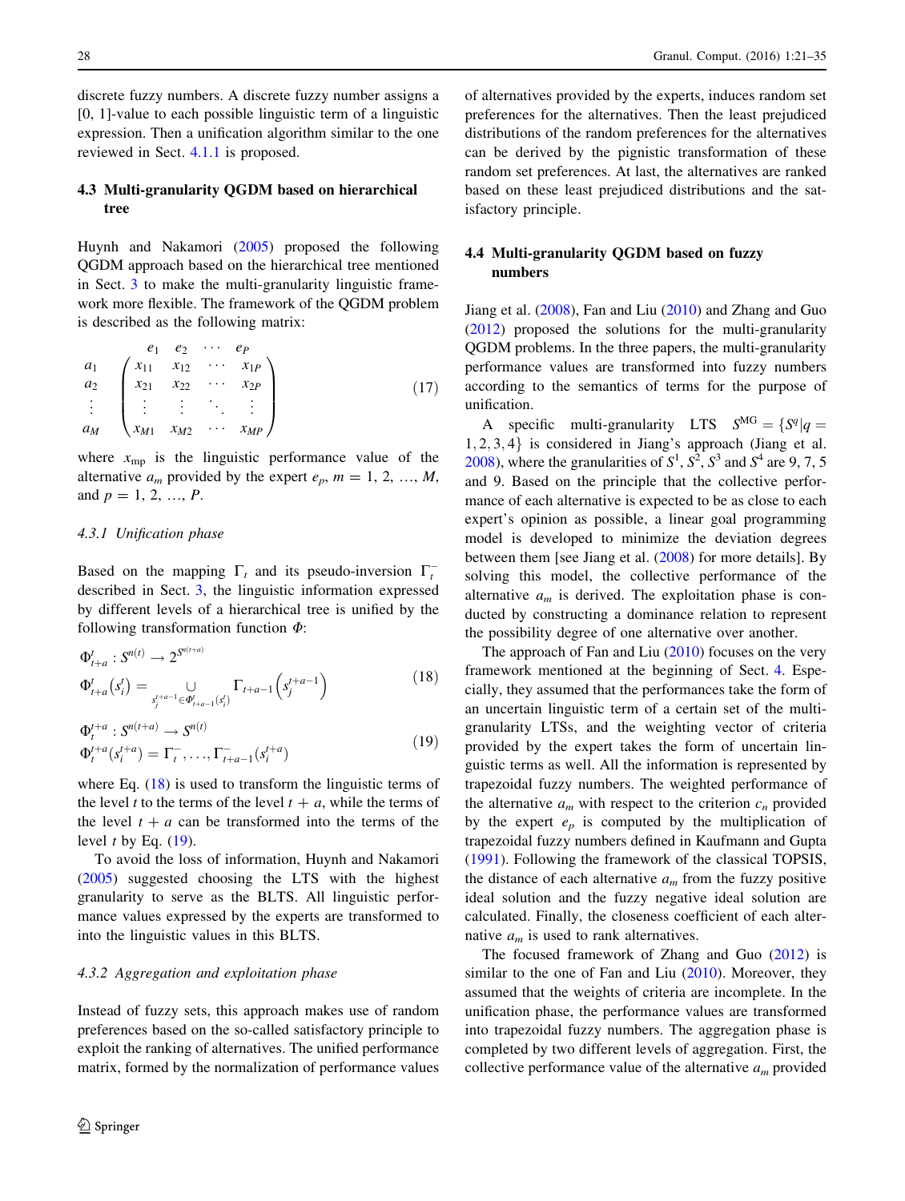discrete fuzzy numbers. A discrete fuzzy number assigns a [0, 1]-value to each possible linguistic term of a linguistic expression. Then a unification algorithm similar to the one reviewed in Sect. 4.1.1 is proposed.

### 4.3 Multi-granularity QGDM based on hierarchical tree

Huynh and Nakamori (2005) proposed the following QGDM approach based on the hierarchical tree mentioned in Sect. 3 to make the multi-granularity linguistic framework more flexible. The framework of the QGDM problem is described as the following matrix:

$$
\begin{array}{c} \\ a_1 \\ a_2 \\ \vdots \\ a_M \end{array}
\begin{array}{c}
\begin{array}{cccc} e_1 & e_2 & \cdots & e_P \end{array} \\
\begin{pmatrix}
x_{11} & x_{12} & \cdots & x_{1P} \\
x_{21} & x_{22} & \cdots & x_{2P} \\
\vdots & \vdots & \ddots & \vdots \\
x_{M1} & x_{M2} & \cdots & x_{MP}
\end{pmatrix}
\end{array}
\tag{17}
$$

where $x_{\mathrm{mp}}$ is the linguistic performance value of the alternative $a_m$ provided by the expert $e_p$, $m = 1, 2, \ldots, M$, and $p = 1, 2, \ldots, P$.

#### 4.3.1 Unification phase

Based on the mapping $\Gamma_t$ and its pseudo-inversion $\Gamma_t^-$ described in Sect. 3, the linguistic information expressed by different levels of a hierarchical tree is unified by the following transformation function $\Phi$:

$$
\begin{aligned}
&\Phi_{t+a}^{t} : S^{n(t)} \rightarrow 2^{S^{n(t+a)}} \\
&\Phi_{t+a}^{t}\left(s_i^t\right) = \bigcup_{s_j^{t+a-1} \in \Phi_{t+a-1}^{t}\left(s_i^t\right)} \Gamma_{t+a-1}\left(s_j^{t+a-1}\right)
\end{aligned}
\tag{18}
$$

$$
\begin{aligned}
&\Phi_{t}^{t+a} : S^{n(t+a)} \rightarrow S^{n(t)} \\
&\Phi_{t}^{t+a}\left(s_i^{t+a}\right) = \Gamma_t^-, \ldots, \Gamma_{t+a-1}^-\left(s_i^{t+a}\right)
\end{aligned}
\tag{19}
$$

where Eq. (18) is used to transform the linguistic terms of the level $t$ to the terms of the level $t + a$, while the terms of the level $t + a$ can be transformed into the terms of the level $t$ by Eq. (19).

To avoid the loss of information, Huynh and Nakamori (2005) suggested choosing the LTS with the highest granularity to serve as the BLTS. All linguistic performance values expressed by the experts are transformed to into the linguistic values in this BLTS.

#### 4.3.2 Aggregation and exploitation phase

Instead of fuzzy sets, this approach makes use of random preferences based on the so-called satisfactory principle to exploit the ranking of alternatives. The unified performance matrix, formed by the normalization of performance values of alternatives provided by the experts, induces random set preferences for the alternatives. Then the least prejudiced distributions of the random preferences for the alternatives can be derived by the pignistic transformation of these random set preferences. At last, the alternatives are ranked based on these least prejudiced distributions and the satisfactory principle.

### 4.4 Multi-granularity QGDM based on fuzzy numbers

Jiang et al. (2008), Fan and Liu (2010) and Zhang and Guo (2012) proposed the solutions for the multi-granularity QGDM problems. In the three papers, the multi-granularity performance values are transformed into fuzzy numbers according to the semantics of terms for the purpose of unification.

A specific multi-granularity LTS $S^{\mathrm{MG}} = \{S^q | q = 1, 2, 3, 4\}$ is considered in Jiang's approach (Jiang et al. 2008), where the granularities of $S^1$, $S^2$, $S^3$ and $S^4$ are 9, 7, 5 and 9. Based on the principle that the collective performance of each alternative is expected to be as close to each expert's opinion as possible, a linear goal programming model is developed to minimize the deviation degrees between them [see Jiang et al. (2008) for more details]. By solving this model, the collective performance of the alternative $a_m$ is derived. The exploitation phase is conducted by constructing a dominance relation to represent the possibility degree of one alternative over another.

The approach of Fan and Liu (2010) focuses on the very framework mentioned at the beginning of Sect. 4. Especially, they assumed that the performances take the form of an uncertain linguistic term of a certain set of the multi-granularity LTSs, and the weighting vector of criteria provided by the expert takes the form of uncertain linguistic terms as well. All the information is represented by trapezoidal fuzzy numbers. The weighted performance of the alternative $a_m$ with respect to the criterion $c_n$ provided by the expert $e_p$ is computed by the multiplication of trapezoidal fuzzy numbers defined in Kaufmann and Gupta (1991). Following the framework of the classical TOPSIS, the distance of each alternative $a_m$ from the fuzzy positive ideal solution and the fuzzy negative ideal solution are calculated. Finally, the closeness coefficient of each alternative $a_m$ is used to rank alternatives.

The focused framework of Zhang and Guo (2012) is similar to the one of Fan and Liu (2010). Moreover, they assumed that the weights of criteria are incomplete. In the unification phase, the performance values are transformed into trapezoidal fuzzy numbers. The aggregation phase is completed by two different levels of aggregation. First, the collective performance value of the alternative $a_m$ provided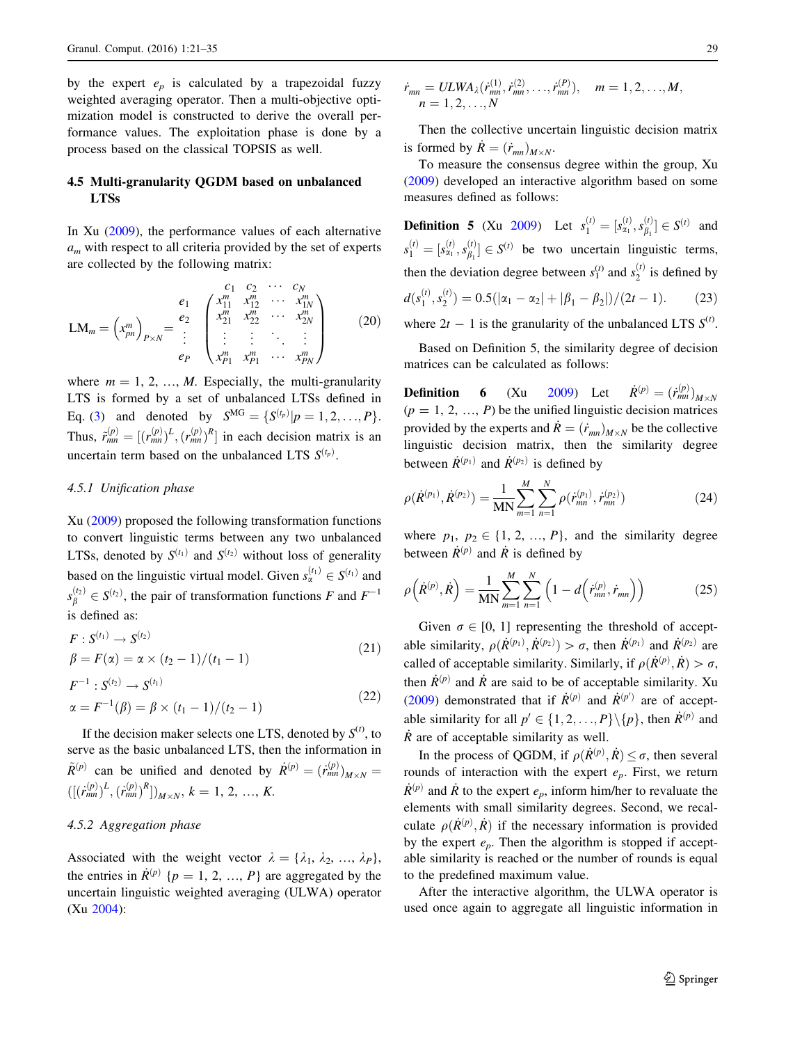by the expert $e_p$ is calculated by a trapezoidal fuzzy weighted averaging operator. Then a multi-objective optimization model is constructed to derive the overall performance values. The exploitation phase is done by a process based on the classical TOPSIS as well.

### 4.5 Multi-granularity QGDM based on unbalanced LTSs

In Xu (2009), the performance values of each alternative $a_m$ with respect to all criteria provided by the set of experts are collected by the following matrix:

$$\mathrm{LM}_m = \left(x^m_{pn}\right)_{P\times N} = \begin{matrix} & \begin{matrix} c_1 & c_2 & \cdots & c_N \end{matrix} \\ \begin{matrix} e_1 \\ e_2 \\ \vdots \\ e_P \end{matrix} & \begin{pmatrix} x^m_{11} & x^m_{12} & \cdots & x^m_{1N} \\ x^m_{21} & x^m_{22} & \cdots & x^m_{2N} \\ \vdots & \vdots & \ddots & \vdots \\ x^m_{P1} & x^m_{P1} & \cdots & x^m_{PN} \end{pmatrix} \end{matrix} \tag{20}$$

where $m = 1, 2, \ldots, M$. Especially, the multi-granularity LTS is formed by a set of unbalanced LTSs defined in Eq. (3) and denoted by $S^{\mathrm{MG}} = \{S^{(t_p)} | p = 1, 2, \ldots, P\}$. Thus, $\tilde{r}^{(p)}_{mn} = [(r^{(p)}_{mn})^L, (r^{(p)}_{mn})^R]$ in each decision matrix is an uncertain term based on the unbalanced LTS $S^{(t_p)}$.

#### 4.5.1 Unification phase

Xu (2009) proposed the following transformation functions to convert linguistic terms between any two unbalanced LTSs, denoted by $S^{(t_1)}$ and $S^{(t_2)}$ without loss of generality based on the linguistic virtual model. Given $s^{(t_1)}_\alpha \in S^{(t_1)}$ and $s^{(t_2)}_\beta \in S^{(t_2)}$, the pair of transformation functions $F$ and $F^{-1}$ is defined as:

$$\begin{aligned} &F : S^{(t_1)} \to S^{(t_2)} \\ &\beta = F(\alpha) = \alpha \times (t_2 - 1)/(t_1 - 1) \end{aligned} \tag{21}$$

$$\begin{aligned} &F^{-1} : S^{(t_2)} \to S^{(t_1)} \\ &\alpha = F^{-1}(\beta) = \beta \times (t_1 - 1)/(t_2 - 1) \end{aligned} \tag{22}$$

If the decision maker selects one LTS, denoted by $S^{(t)}$, to serve as the basic unbalanced LTS, then the information in $\tilde{R}^{(p)}$ can be unified and denoted by $\dot{R}^{(p)} = (\dot{r}^{(p)}_{mn})_{M\times N} = ([(\dot{r}^{(p)}_{mn})^L, (\dot{r}^{(p)}_{mn})^R])_{M\times N}$, $k = 1, 2, \ldots, K$.

#### 4.5.2 Aggregation phase

Associated with the weight vector $\lambda = \{\lambda_1, \lambda_2, \ldots, \lambda_P\}$, the entries in $\dot{R}^{(p)}$ $\{p = 1, 2, \ldots, P\}$ are aggregated by the uncertain linguistic weighted averaging (ULWA) operator (Xu 2004):

$$\dot{r}_{mn} = ULWA_\lambda(\dot{r}^{(1)}_{mn}, \dot{r}^{(2)}_{mn}, \ldots, \dot{r}^{(P)}_{mn}), \quad m = 1, 2, \ldots, M, \; n = 1, 2, \ldots, N$$

Then the collective uncertain linguistic decision matrix is formed by $\dot{R} = (\dot{r}_{mn})_{M\times N}$.

To measure the consensus degree within the group, Xu (2009) developed an interactive algorithm based on some measures defined as follows:

**Definition 5** (Xu 2009) Let $s^{(t)}_1 = [s^{(t)}_{\alpha_1}, s^{(t)}_{\beta_1}] \in S^{(t)}$ and $s^{(t)}_1 = [s^{(t)}_{\alpha_1}, s^{(t)}_{\beta_1}] \in S^{(t)}$ be two uncertain linguistic terms, then the deviation degree between $s^{(t)}_1$ and $s^{(t)}_2$ is defined by

$$d(s^{(t)}_1, s^{(t)}_2) = 0.5(|\alpha_1 - \alpha_2| + |\beta_1 - \beta_2|)/(2t - 1). \tag{23}$$

where $2t - 1$ is the granularity of the unbalanced LTS $S^{(t)}$.

Based on Definition 5, the similarity degree of decision matrices can be calculated as follows:

**Definition 6** (Xu 2009) Let $\dot{R}^{(p)} = (\dot{r}^{(p)}_{mn})_{M\times N}$ $(p = 1, 2, \ldots, P)$ be the unified linguistic decision matrices provided by the experts and $\dot{R} = (\dot{r}_{mn})_{M\times N}$ be the collective linguistic decision matrix, then the similarity degree between $\dot{R}^{(p_1)}$ and $\dot{R}^{(p_2)}$ is defined by

$$\rho(\dot{R}^{(p_1)}, \dot{R}^{(p_2)}) = \frac{1}{\mathrm{MN}} \sum_{m=1}^{M} \sum_{n=1}^{N} \rho(\dot{r}^{(p_1)}_{mn}, \dot{r}^{(p_2)}_{mn}) \tag{24}$$

where $p_1, p_2 \in \{1, 2, \ldots, P\}$, and the similarity degree between $\dot{R}^{(p)}$ and $\dot{R}$ is defined by

$$\rho\left(\dot{R}^{(p)}, \dot{R}\right) = \frac{1}{\mathrm{MN}} \sum_{m=1}^{M} \sum_{n=1}^{N} \left(1 - d\left(\dot{r}^{(p)}_{mn}, \dot{r}_{mn}\right)\right) \tag{25}$$

Given $\sigma \in [0, 1]$ representing the threshold of acceptable similarity, $\rho(\dot{R}^{(p_1)}, \dot{R}^{(p_2)}) > \sigma$, then $\dot{R}^{(p_1)}$ and $\dot{R}^{(p_2)}$ are called of acceptable similarity. Similarly, if $\rho(\dot{R}^{(p)}, \dot{R}) > \sigma$, then $\dot{R}^{(p)}$ and $\dot{R}$ are said to be of acceptable similarity. Xu (2009) demonstrated that if $\dot{R}^{(p)}$ and $\dot{R}^{(p')}$ are of acceptable similarity for all $p' \in \{1, 2, \ldots, P\} \backslash \{p\}$, then $\dot{R}^{(p)}$ and $\dot{R}$ are of acceptable similarity as well.

In the process of QGDM, if $\rho(\dot{R}^{(p)}, \dot{R}) \le \sigma$, then several rounds of interaction with the expert $e_p$. First, we return $\dot{R}^{(p)}$ and $\dot{R}$ to the expert $e_p$, inform him/her to revaluate the elements with small similarity degrees. Second, we recalculate $\rho(\dot{R}^{(p)}, \dot{R})$ if the necessary information is provided by the expert $e_p$. Then the algorithm is stopped if acceptable similarity is reached or the number of rounds is equal to the predefined maximum value.

After the interactive algorithm, the ULWA operator is used once again to aggregate all linguistic information in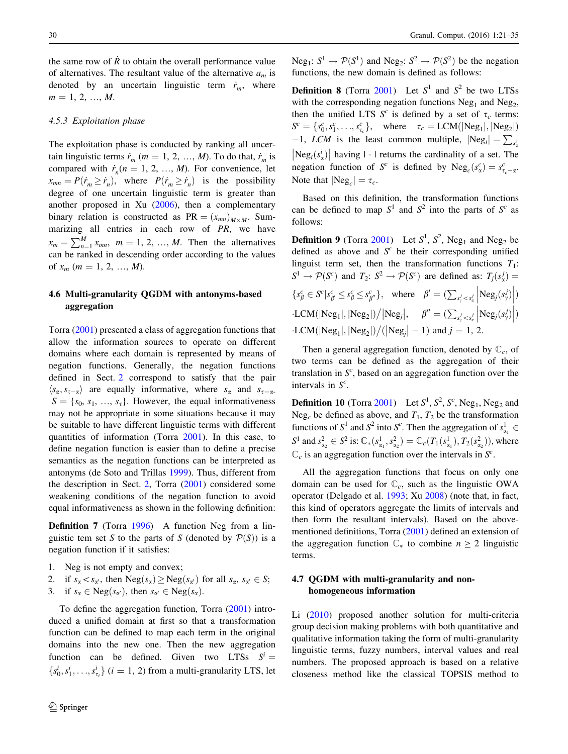the same row of $\dot{R}$ to obtain the overall performance value of alternatives. The resultant value of the alternative $a_m$ is denoted by an uncertain linguistic term $\dot{r}_m$, where $m = 1, 2, \ldots, M$.

#### 4.5.3 Exploitation phase

The exploitation phase is conducted by ranking all uncertain linguistic terms $\dot{r}_m$ ($m = 1, 2, \ldots, M$). To do that, $\dot{r}_m$ is compared with $\dot{r}_n (n = 1, 2, \ldots, M)$. For convenience, let $x_{mn} = P(\dot{r}_m \geq \dot{r}_n)$, where $P(\dot{r}_m \geq \dot{r}_n)$ is the possibility degree of one uncertain linguistic term is greater than another proposed in Xu (2006), then a complementary binary relation is constructed as $\mathrm{PR} = (x_{mn})_{M \times M}$. Summarizing all entries in each row of *PR*, we have $x_m = \sum_{n=1}^{M} x_{mn}$, $m = 1, 2, \ldots, M$. Then the alternatives can be ranked in descending order according to the values of $x_m$ ($m = 1, 2, \ldots, M$).

### 4.6 Multi-granularity QGDM with antonyms-based aggregation

Torra (2001) presented a class of aggregation functions that allow the information sources to operate on different domains where each domain is represented by means of negation functions. Generally, the negation functions defined in Sect. 2 correspond to satisfy that the pair $\langle s_\alpha, s_{\tau-\alpha} \rangle$ are equally informative, where $s_\alpha$ and $s_{\tau-\alpha}$ - $S = \{s_0, s_1, \ldots, s_\tau\}$. However, the equal informativeness may not be appropriate in some situations because it may be suitable to have different linguistic terms with different quantities of information (Torra 2001). In this case, to define negation function is easier than to define a precise semantics as the negation functions can be interpreted as antonyms (de Soto and Trillas 1999). Thus, different from the description in Sect. 2, Torra (2001) considered some weakening conditions of the negation function to avoid equal informativeness as shown in the following definition:

**Definition 7** (Torra 1996) A function Neg from a linguistic tem set $S$ to the parts of $S$ (denoted by $\mathcal{P}(S)$) is a negation function if it satisfies:

1. Neg is not empty and convex;
2. if $s_\alpha < s_{\alpha'}$, then $\mathrm{Neg}(s_\alpha) \geq \mathrm{Neg}(s_{\alpha'})$ for all $s_\alpha, s_{\alpha'} \in S$;
3. if $s_\alpha \in \mathrm{Neg}(s_{\alpha'})$, then $s_{\alpha'} \in \mathrm{Neg}(s_\alpha)$.

To define the aggregation function, Torra (2001) introduced a unified domain at first so that a transformation function can be defined to map each term in the original domains into the new one. Then the new aggregation function can be defined. Given two LTSs $S^i = \{s_0^i, s_1^i, \ldots, s_{\tau_i}^i\}$ ($i = 1, 2$) from a multi-granularity LTS, let $\mathrm{Neg}_1$: $S^1 \to \mathcal{P}(S^1)$ and $\mathrm{Neg}_2$: $S^2 \to \mathcal{P}(S^2)$ be the negation functions, the new domain is defined as follows:

**Definition 8** (Torra 2001) Let $S^1$ and $S^2$ be two LTSs with the corresponding negation functions $\mathrm{Neg}_1$ and $\mathrm{Neg}_2$, then the unified LTS $S^c$ is defined by a set of $\tau_c$ terms: $S^c = \{s_0^c, s_1^c, \ldots, s_{\tau_c}^c\}$, where $\tau_c = \mathrm{LCM}(|\mathrm{Neg}_1|, |\mathrm{Neg}_2|) - 1$, *LCM* is the least common multiple, $|\mathrm{Neg}_i| = \sum_{s_\alpha^i} |\mathrm{Neg}_i(s_\alpha^i)|$ having $|\cdot|$ returns the cardinality of a set. The negation function of $S^c$ is defined by $\mathrm{Neg}_c(s_\alpha^c) = s_{\tau_c - \alpha}^c$. Note that $|\mathrm{Neg}_c| = \tau_c$.

Based on this definition, the transformation functions can be defined to map $S^1$ and $S^2$ into the parts of $S^c$ as follows:

**Definition 9** (Torra 2001) Let $S^1$, $S^2$, $\mathrm{Neg}_1$ and $\mathrm{Neg}_2$ be defined as above and $S^c$ be their corresponding unified linguist term set, then the transformation functions $T_1$: $S^1 \to \mathcal{P}(S^c)$ and $T_2$: $S^2 \to \mathcal{P}(S^c)$ are defined as: $T_j(s_\alpha^j) = \{s_\beta^c \in S^c | s_{\beta'}^c \leq s_\beta^c \leq s_{\beta''}^c\}$, where $\beta' = \left(\sum_{s_\gamma^j < s_\alpha^j} |\mathrm{Neg}_j(s_\gamma^j)|\right) \cdot \mathrm{LCM}(|\mathrm{Neg}_1|, |\mathrm{Neg}_2|) / |\mathrm{Neg}_j|$, $\beta'' = \left(\sum_{s_\gamma^j < s_\alpha^j} |\mathrm{Neg}_j(s_\gamma^j)|\right) \cdot \mathrm{LCM}(|\mathrm{Neg}_1|, |\mathrm{Neg}_2|) / (|\mathrm{Neg}_j| - 1)$ and $j = 1, 2$.

Then a general aggregation function, denoted by $\mathbb{C}_c$, of two terms can be defined as the aggregation of their translation in $S^c$, based on an aggregation function over the intervals in $S^c$.

**Definition 10** (Torra 2001) Let $S^1$, $S^2$, $S^c$, $\mathrm{Neg}_1$, $\mathrm{Neg}_2$ and $\mathrm{Neg}_c$ be defined as above, and $T_1$, $T_2$ be the transformation functions of $S^1$ and $S^2$ into $S^c$. Then the aggregation of $s_{\alpha_1}^1 \in S^1$ and $s_{\alpha_2}^2 \in S^2$ is: $\mathbb{C}_*(s_{\alpha_1}^1, s_{\alpha_2}^2) = \mathbb{C}_c(T_1(s_{\alpha_1}^1), T_2(s_{\alpha_2}^2))$, where $\mathbb{C}_c$ is an aggregation function over the intervals in $S^c$.

All the aggregation functions that focus on only one domain can be used for $\mathbb{C}_c$, such as the linguistic OWA operator (Delgado et al. 1993; Xu 2008) (note that, in fact, this kind of operators aggregate the limits of intervals and then form the resultant intervals). Based on the above-mentioned definitions, Torra (2001) defined an extension of the aggregation function $\mathbb{C}_*$ to combine $n \geq 2$ linguistic terms.

### 4.7 QGDM with multi-granularity and non-homogeneous information

Li (2010) proposed another solution for multi-criteria group decision making problems with both quantitative and qualitative information taking the form of multi-granularity linguistic terms, fuzzy numbers, interval values and real numbers. The proposed approach is based on a relative closeness method like the classical TOPSIS method to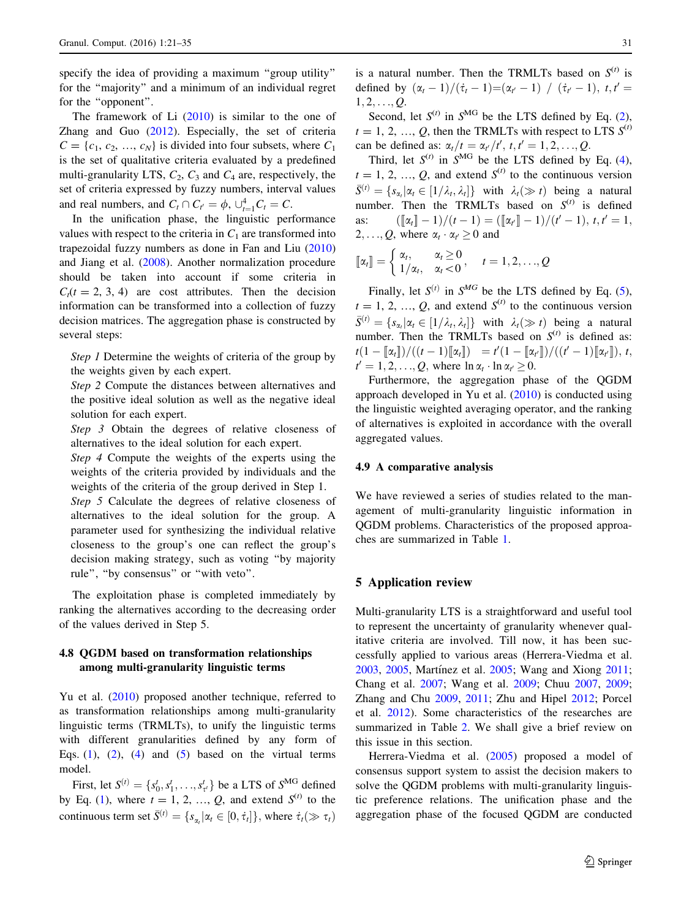specify the idea of providing a maximum "group utility" for the "majority" and a minimum of an individual regret for the "opponent".

The framework of Li (2010) is similar to the one of Zhang and Guo (2012). Especially, the set of criteria $C = \{c_1, c_2, \ldots, c_N\}$ is divided into four subsets, where $C_1$ is the set of qualitative criteria evaluated by a predefined multi-granularity LTS, $C_2$, $C_3$ and $C_4$ are, respectively, the set of criteria expressed by fuzzy numbers, interval values and real numbers, and $C_t \cap C_{t'} = \phi$, $\cup_{t=1}^{4} C_t = C$.

In the unification phase, the linguistic performance values with respect to the criteria in $C_1$ are transformed into trapezoidal fuzzy numbers as done in Fan and Liu (2010) and Jiang et al. (2008). Another normalization procedure should be taken into account if some criteria in $C_t (t = 2, 3, 4)$ are cost attributes. Then the decision information can be transformed into a collection of fuzzy decision matrices. The aggregation phase is constructed by several steps:

*Step 1* Determine the weights of criteria of the group by the weights given by each expert.

*Step 2* Compute the distances between alternatives and the positive ideal solution as well as the negative ideal solution for each expert.

*Step 3* Obtain the degrees of relative closeness of alternatives to the ideal solution for each expert.

*Step 4* Compute the weights of the experts using the weights of the criteria provided by individuals and the weights of the criteria of the group derived in Step 1.

*Step 5* Calculate the degrees of relative closeness of alternatives to the ideal solution for the group. A parameter used for synthesizing the individual relative closeness to the group's one can reflect the group's decision making strategy, such as voting "by majority rule", "by consensus" or "with veto".

The exploitation phase is completed immediately by ranking the alternatives according to the decreasing order of the values derived in Step 5.

### 4.8 QGDM based on transformation relationships among multi-granularity linguistic terms

Yu et al. (2010) proposed another technique, referred to as transformation relationships among multi-granularity linguistic terms (TRMLTs), to unify the linguistic terms with different granularities defined by any form of Eqs. (1), (2), (4) and (5) based on the virtual terms model.

First, let $S^{(t)} = \{s_0^t, s_1^t, \ldots, s_{\tau^t}^t\}$ be a LTS of $S^{\mathrm{MG}}$ defined by Eq. (1), where $t = 1, 2, \ldots, Q$, and extend $S^{(t)}$ to the continuous term set $\bar{S}^{(t)} = \{s_{\alpha_t} | \alpha_t \in [0, \dot{\tau}_t]\}$, where $\dot{\tau}_t (\gg \tau_t)$ is a natural number. Then the TRMLTs based on $S^{(t)}$ is defined by $(\alpha_t - 1)/(\dot{\tau}_t - 1) = (\alpha_{t'} - 1) \ / \ (\dot{\tau}_{t'} - 1)$, $t, t' = 1, 2, \ldots, Q$.

Second, let $S^{(t)}$ in $S^{\mathrm{MG}}$ be the LTS defined by Eq. (2), $t = 1, 2, \ldots, Q$, then the TRMLTs with respect to LTS $S^{(t)}$ can be defined as: $\alpha_t / t = \alpha_{t'} / t'$, $t, t' = 1, 2, \ldots, Q$.

Third, let $S^{(t)}$ in $S^{\mathrm{MG}}$ be the LTS defined by Eq. (4), $t = 1, 2, \ldots, Q$, and extend $S^{(t)}$ to the continuous version $\bar{S}^{(t)} = \{s_{\alpha_t} | \alpha_t \in [1/\lambda_t, \lambda_t]\}$ with $\lambda_t (\gg t)$ being a natural number. Then the TRMLTs based on $S^{(t)}$ is defined as: $(\llbracket \alpha_t \rrbracket - 1)/(t - 1) = (\llbracket \alpha_{t'} \rrbracket - 1)/(t' - 1)$, $t, t' = 1, 2, \ldots, Q$, where $\alpha_t \cdot \alpha_{t'} \geq 0$ and

$$\llbracket \alpha_t \rrbracket = \begin{cases} \alpha_t, & \alpha_t \geq 0 \\ 1/\alpha_t, & \alpha_t < 0 \end{cases}, \quad t = 1, 2, \ldots, Q$$

Finally, let $S^{(t)}$ in $S^{MG}$ be the LTS defined by Eq. (5), $t = 1, 2, \ldots, Q$, and extend $S^{(t)}$ to the continuous version $\bar{S}^{(t)} = \{s_{\alpha_t} | \alpha_t \in [1/\lambda_t, \lambda_t]\}$ with $\lambda_t (\gg t)$ being a natural number. Then the TRMLTs based on $S^{(t)}$ is defined as: $t(1 - \llbracket \alpha_t \rrbracket)/((t - 1)\llbracket \alpha_t \rrbracket) \ = t'(1 - \llbracket \alpha_{t'} \rrbracket)/((t' - 1)\llbracket \alpha_{t'} \rrbracket)$, $t, t' = 1, 2, \ldots, Q$, where $\ln \alpha_t \cdot \ln \alpha_{t'} \geq 0$.

Furthermore, the aggregation phase of the QGDM approach developed in Yu et al. (2010) is conducted using the linguistic weighted averaging operator, and the ranking of alternatives is exploited in accordance with the overall aggregated values.

### 4.9 A comparative analysis

We have reviewed a series of studies related to the management of multi-granularity linguistic information in QGDM problems. Characteristics of the proposed approaches are summarized in Table 1.

## 5 Application review

Multi-granularity LTS is a straightforward and useful tool to represent the uncertainty of granularity whenever qualitative criteria are involved. Till now, it has been successfully applied to various areas (Herrera-Viedma et al. 2003, 2005, Martínez et al. 2005; Wang and Xiong 2011; Chang et al. 2007; Wang et al. 2009; Chuu 2007, 2009; Zhang and Chu 2009, 2011; Zhu and Hipel 2012; Porcel et al. 2012). Some characteristics of the researches are summarized in Table 2. We shall give a brief review on this issue in this section.

Herrera-Viedma et al. (2005) proposed a model of consensus support system to assist the decision makers to solve the QGDM problems with multi-granularity linguistic preference relations. The unification phase and the aggregation phase of the focused QGDM are conducted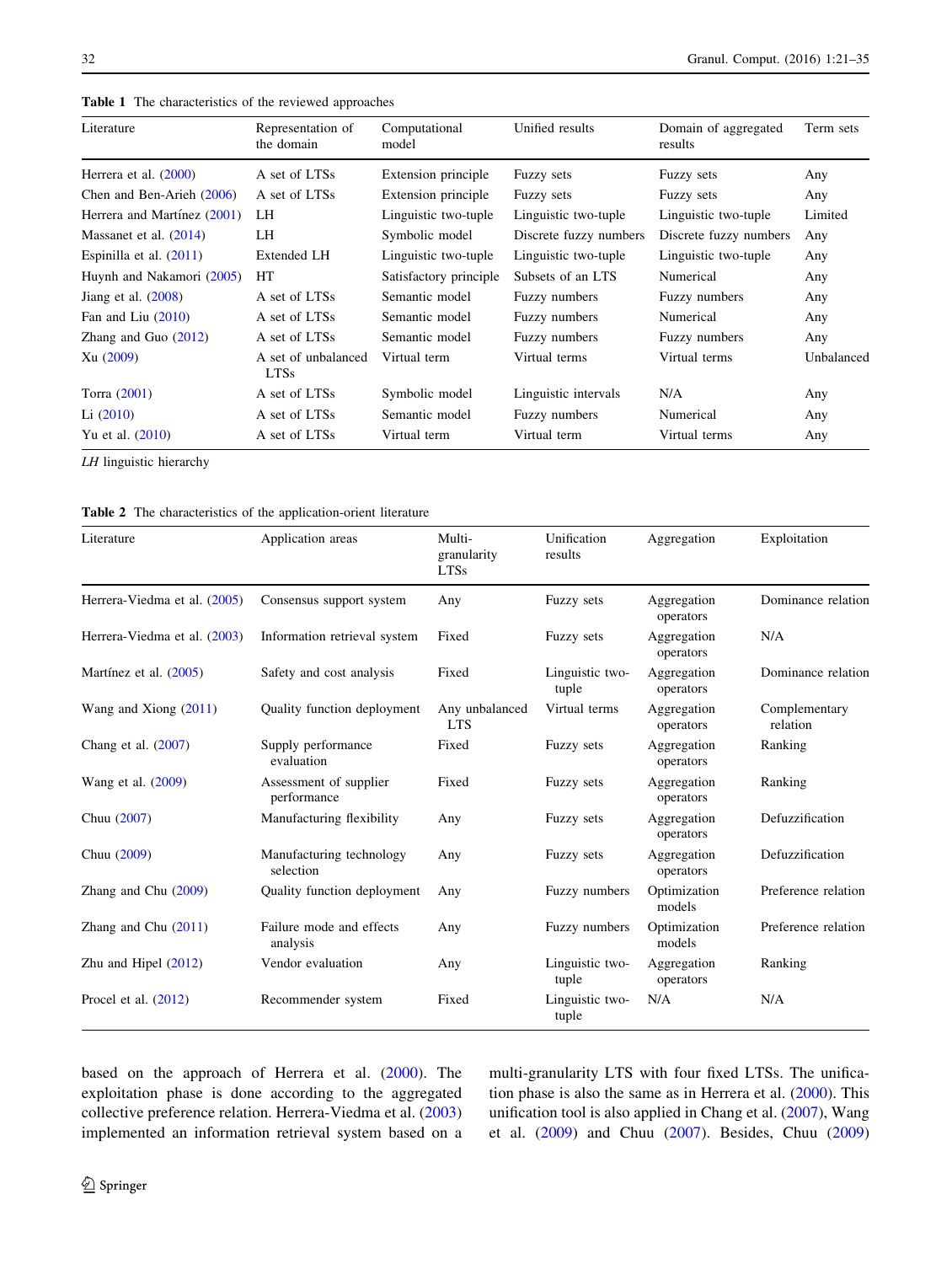**Table 1** The characteristics of the reviewed approaches

| Literature | Representation of the domain | Computational model | Unified results | Domain of aggregated results | Term sets |
|---|---|---|---|---|---|
| Herrera et al. (2000) | A set of LTSs | Extension principle | Fuzzy sets | Fuzzy sets | Any |
| Chen and Ben-Arieh (2006) | A set of LTSs | Extension principle | Fuzzy sets | Fuzzy sets | Any |
| Herrera and Martínez (2001) | LH | Linguistic two-tuple | Linguistic two-tuple | Linguistic two-tuple | Limited |
| Massanet et al. (2014) | LH | Symbolic model | Discrete fuzzy numbers | Discrete fuzzy numbers | Any |
| Espinilla et al. (2011) | Extended LH | Linguistic two-tuple | Linguistic two-tuple | Linguistic two-tuple | Any |
| Huynh and Nakamori (2005) | HT | Satisfactory principle | Subsets of an LTS | Numerical | Any |
| Jiang et al. (2008) | A set of LTSs | Semantic model | Fuzzy numbers | Fuzzy numbers | Any |
| Fan and Liu (2010) | A set of LTSs | Semantic model | Fuzzy numbers | Numerical | Any |
| Zhang and Guo (2012) | A set of LTSs | Semantic model | Fuzzy numbers | Fuzzy numbers | Any |
| Xu (2009) | A set of unbalanced LTSs | Virtual term | Virtual terms | Virtual terms | Unbalanced |
| Torra (2001) | A set of LTSs | Symbolic model | Linguistic intervals | N/A | Any |
| Li (2010) | A set of LTSs | Semantic model | Fuzzy numbers | Numerical | Any |
| Yu et al. (2010) | A set of LTSs | Virtual term | Virtual term | Virtual terms | Any |

*LH* linguistic hierarchy

**Table 2** The characteristics of the application-orient literature

| Literature | Application areas | Multi-granularity LTSs | Unification results | Aggregation | Exploitation |
|---|---|---|---|---|---|
| Herrera-Viedma et al. (2005) | Consensus support system | Any | Fuzzy sets | Aggregation operators | Dominance relation |
| Herrera-Viedma et al. (2003) | Information retrieval system | Fixed | Fuzzy sets | Aggregation operators | N/A |
| Martínez et al. (2005) | Safety and cost analysis | Fixed | Linguistic two-tuple | Aggregation operators | Dominance relation |
| Wang and Xiong (2011) | Quality function deployment | Any unbalanced LTS | Virtual terms | Aggregation operators | Complementary relation |
| Chang et al. (2007) | Supply performance evaluation | Fixed | Fuzzy sets | Aggregation operators | Ranking |
| Wang et al. (2009) | Assessment of supplier performance | Fixed | Fuzzy sets | Aggregation operators | Ranking |
| Chuu (2007) | Manufacturing flexibility | Any | Fuzzy sets | Aggregation operators | Defuzzification |
| Chuu (2009) | Manufacturing technology selection | Any | Fuzzy sets | Aggregation operators | Defuzzification |
| Zhang and Chu (2009) | Quality function deployment | Any | Fuzzy numbers | Optimization models | Preference relation |
| Zhang and Chu (2011) | Failure mode and effects analysis | Any | Fuzzy numbers | Optimization models | Preference relation |
| Zhu and Hipel (2012) | Vendor evaluation | Any | Linguistic two-tuple | Aggregation operators | Ranking |
| Procel et al. (2012) | Recommender system | Fixed | Linguistic two-tuple | N/A | N/A |

based on the approach of Herrera et al. (2000). The exploitation phase is done according to the aggregated collective preference relation. Herrera-Viedma et al. (2003) implemented an information retrieval system based on a multi-granularity LTS with four fixed LTSs. The unification phase is also the same as in Herrera et al. (2000). This unification tool is also applied in Chang et al. (2007), Wang et al. (2009) and Chuu (2007). Besides, Chuu (2009)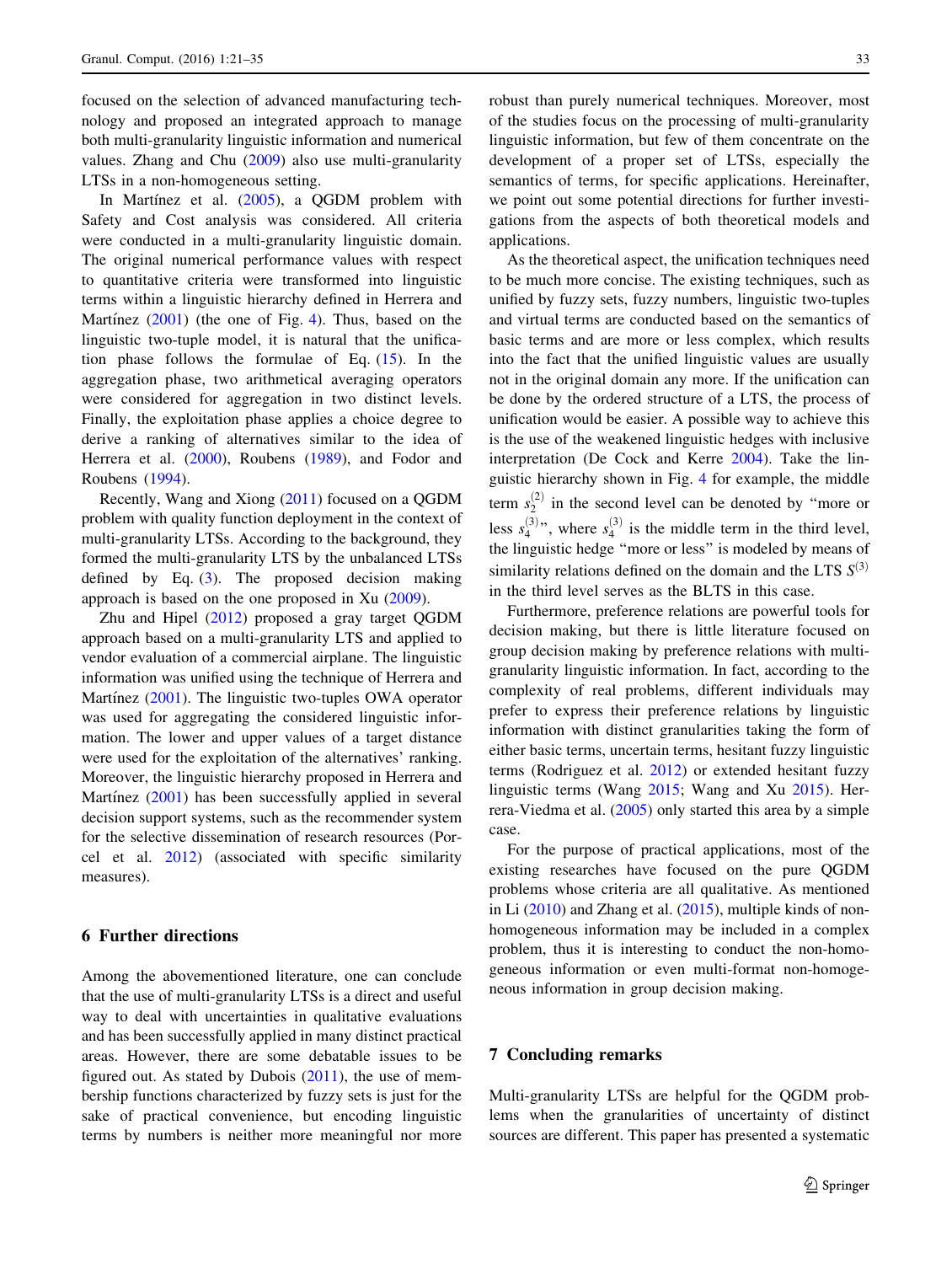focused on the selection of advanced manufacturing technology and proposed an integrated approach to manage both multi-granularity linguistic information and numerical values. Zhang and Chu (2009) also use multi-granularity LTSs in a non-homogeneous setting.

In Martínez et al. (2005), a QGDM problem with Safety and Cost analysis was considered. All criteria were conducted in a multi-granularity linguistic domain. The original numerical performance values with respect to quantitative criteria were transformed into linguistic terms within a linguistic hierarchy defined in Herrera and Martínez (2001) (the one of Fig. 4). Thus, based on the linguistic two-tuple model, it is natural that the unification phase follows the formulae of Eq. (15). In the aggregation phase, two arithmetical averaging operators were considered for aggregation in two distinct levels. Finally, the exploitation phase applies a choice degree to derive a ranking of alternatives similar to the idea of Herrera et al. (2000), Roubens (1989), and Fodor and Roubens (1994).

Recently, Wang and Xiong (2011) focused on a QGDM problem with quality function deployment in the context of multi-granularity LTSs. According to the background, they formed the multi-granularity LTS by the unbalanced LTSs defined by Eq. (3). The proposed decision making approach is based on the one proposed in Xu (2009).

Zhu and Hipel (2012) proposed a gray target QGDM approach based on a multi-granularity LTS and applied to vendor evaluation of a commercial airplane. The linguistic information was unified using the technique of Herrera and Martínez (2001). The linguistic two-tuples OWA operator was used for aggregating the considered linguistic information. The lower and upper values of a target distance were used for the exploitation of the alternatives' ranking. Moreover, the linguistic hierarchy proposed in Herrera and Martínez (2001) has been successfully applied in several decision support systems, such as the recommender system for the selective dissemination of research resources (Porcel et al. 2012) (associated with specific similarity measures).

## 6 Further directions

Among the abovementioned literature, one can conclude that the use of multi-granularity LTSs is a direct and useful way to deal with uncertainties in qualitative evaluations and has been successfully applied in many distinct practical areas. However, there are some debatable issues to be figured out. As stated by Dubois (2011), the use of membership functions characterized by fuzzy sets is just for the sake of practical convenience, but encoding linguistic terms by numbers is neither more meaningful nor more robust than purely numerical techniques. Moreover, most of the studies focus on the processing of multi-granularity linguistic information, but few of them concentrate on the development of a proper set of LTSs, especially the semantics of terms, for specific applications. Hereinafter, we point out some potential directions for further investigations from the aspects of both theoretical models and applications.

As the theoretical aspect, the unification techniques need to be much more concise. The existing techniques, such as unified by fuzzy sets, fuzzy numbers, linguistic two-tuples and virtual terms are conducted based on the semantics of basic terms and are more or less complex, which results into the fact that the unified linguistic values are usually not in the original domain any more. If the unification can be done by the ordered structure of a LTS, the process of unification would be easier. A possible way to achieve this is the use of the weakened linguistic hedges with inclusive interpretation (De Cock and Kerre 2004). Take the linguistic hierarchy shown in Fig. 4 for example, the middle term $s_2^{(2)}$ in the second level can be denoted by "more or less $s_4^{(3)}$", where $s_4^{(3)}$ is the middle term in the third level, the linguistic hedge "more or less" is modeled by means of similarity relations defined on the domain and the LTS $S^{(3)}$ in the third level serves as the BLTS in this case.

Furthermore, preference relations are powerful tools for decision making, but there is little literature focused on group decision making by preference relations with multi-granularity linguistic information. In fact, according to the complexity of real problems, different individuals may prefer to express their preference relations by linguistic information with distinct granularities taking the form of either basic terms, uncertain terms, hesitant fuzzy linguistic terms (Rodriguez et al. 2012) or extended hesitant fuzzy linguistic terms (Wang 2015; Wang and Xu 2015). Herrera-Viedma et al. (2005) only started this area by a simple case.

For the purpose of practical applications, most of the existing researches have focused on the pure QGDM problems whose criteria are all qualitative. As mentioned in Li (2010) and Zhang et al. (2015), multiple kinds of non-homogeneous information may be included in a complex problem, thus it is interesting to conduct the non-homogeneous information or even multi-format non-homogeneous information in group decision making.

## 7 Concluding remarks

Multi-granularity LTSs are helpful for the QGDM problems when the granularities of uncertainty of distinct sources are different. This paper has presented a systematic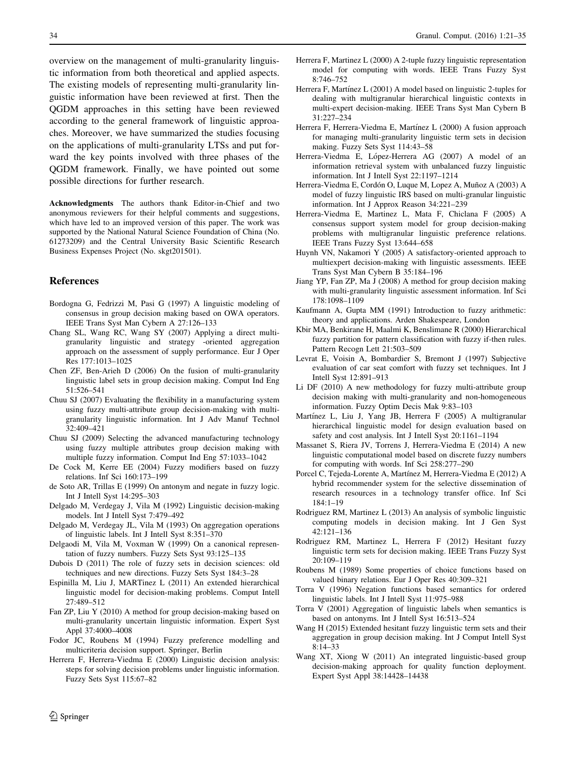overview on the management of multi-granularity linguistic information from both theoretical and applied aspects. The existing models of representing multi-granularity linguistic information have been reviewed at first. Then the QGDM approaches in this setting have been reviewed according to the general framework of linguistic approaches. Moreover, we have summarized the studies focusing on the applications of multi-granularity LTSs and put forward the key points involved with three phases of the QGDM framework. Finally, we have pointed out some possible directions for further research.

**Acknowledgments** The authors thank Editor-in-Chief and two anonymous reviewers for their helpful comments and suggestions, which have led to an improved version of this paper. The work was supported by the National Natural Science Foundation of China (No. 61273209) and the Central University Basic Scientific Research Business Expenses Project (No. skgt201501).

## References

Bordogna G, Fedrizzi M, Pasi G (1997) A linguistic modeling of consensus in group decision making based on OWA operators. IEEE Trans Syst Man Cybern A 27:126–133

Chang SL, Wang RC, Wang SY (2007) Applying a direct multi-granularity linguistic and strategy -oriented aggregation approach on the assessment of supply performance. Eur J Oper Res 177:1013–1025

Chen ZF, Ben-Arieh D (2006) On the fusion of multi-granularity linguistic label sets in group decision making. Comput Ind Eng 51:526–541

Chuu SJ (2007) Evaluating the flexibility in a manufacturing system using fuzzy multi-attribute group decision-making with multi-granularity linguistic information. Int J Adv Manuf Technol 32:409–421

Chuu SJ (2009) Selecting the advanced manufacturing technology using fuzzy multiple attributes group decision making with multiple fuzzy information. Comput Ind Eng 57:1033–1042

De Cock M, Kerre EE (2004) Fuzzy modifiers based on fuzzy relations. Inf Sci 160:173–199

de Soto AR, Trillas E (1999) On antonym and negate in fuzzy logic. Int J Intell Syst 14:295–303

Delgado M, Verdegay J, Vila M (1992) Linguistic decision-making models. Int J Intell Syst 7:479–492

Delgado M, Verdegay JL, Vila M (1993) On aggregation operations of linguistic labels. Int J Intell Syst 8:351–370

Delgaodi M, Vila M, Voxman W (1999) On a canonical representation of fuzzy numbers. Fuzzy Sets Syst 93:125–135

Dubois D (2011) The role of fuzzy sets in decision sciences: old techniques and new directions. Fuzzy Sets Syst 184:3–28

Espinilla M, Liu J, MARTinez L (2011) An extended hierarchical linguistic model for decision-making problems. Comput Intell 27:489–512

Fan ZP, Liu Y (2010) A method for group decision-making based on multi-granularity uncertain linguistic information. Expert Syst Appl 37:4000–4008

Fodor JC, Roubens M (1994) Fuzzy preference modelling and multicriteria decision support. Springer, Berlin

Herrera F, Herrera-Viedma E (2000) Linguistic decision analysis: steps for solving decision problems under linguistic information. Fuzzy Sets Syst 115:67–82

Herrera F, Martinez L (2000) A 2-tuple fuzzy linguistic representation model for computing with words. IEEE Trans Fuzzy Syst 8:746–752

Herrera F, Martínez L (2001) A model based on linguistic 2-tuples for dealing with multigranular hierarchical linguistic contexts in multi-expert decision-making. IEEE Trans Syst Man Cybern B 31:227–234

Herrera F, Herrera-Viedma E, Martínez L (2000) A fusion approach for managing multi-granularity linguistic term sets in decision making. Fuzzy Sets Syst 114:43–58

Herrera-Viedma E, López-Herrera AG (2007) A model of an information retrieval system with unbalanced fuzzy linguistic information. Int J Intell Syst 22:1197–1214

Herrera-Viedma E, Cordón O, Luque M, Lopez A, Muñoz A (2003) A model of fuzzy linguistic IRS based on multi-granular linguistic information. Int J Approx Reason 34:221–239

Herrera-Viedma E, Martinez L, Mata F, Chiclana F (2005) A consensus support system model for group decision-making problems with multigranular linguistic preference relations. IEEE Trans Fuzzy Syst 13:644–658

Huynh VN, Nakamori Y (2005) A satisfactory-oriented approach to multiexpert decision-making with linguistic assessments. IEEE Trans Syst Man Cybern B 35:184–196

Jiang YP, Fan ZP, Ma J (2008) A method for group decision making with multi-granularity linguistic assessment information. Inf Sci 178:1098–1109

Kaufmann A, Gupta MM (1991) Introduction to fuzzy arithmetic: theory and applications. Arden Shakespeare, London

Kbir MA, Benkirane H, Maalmi K, Benslimane R (2000) Hierarchical fuzzy partition for pattern classification with fuzzy if-then rules. Pattern Recogn Lett 21:503–509

Levrat E, Voisin A, Bombardier S, Bremont J (1997) Subjective evaluation of car seat comfort with fuzzy set techniques. Int J Intell Syst 12:891–913

Li DF (2010) A new methodology for fuzzy multi-attribute group decision making with multi-granularity and non-homogeneous information. Fuzzy Optim Decis Mak 9:83–103

Martínez L, Liu J, Yang JB, Herrera F (2005) A multigranular hierarchical linguistic model for design evaluation based on safety and cost analysis. Int J Intell Syst 20:1161–1194

Massanet S, Riera JV, Torrens J, Herrera-Viedma E (2014) A new linguistic computational model based on discrete fuzzy numbers for computing with words. Inf Sci 258:277–290

Porcel C, Tejeda-Lorente A, Martínez M, Herrera-Viedma E (2012) A hybrid recommender system for the selective dissemination of research resources in a technology transfer office. Inf Sci 184:1–19

Rodriguez RM, Martinez L (2013) An analysis of symbolic linguistic computing models in decision making. Int J Gen Syst 42:121–136

Rodriguez RM, Martinez L, Herrera F (2012) Hesitant fuzzy linguistic term sets for decision making. IEEE Trans Fuzzy Syst 20:109–119

Roubens M (1989) Some properties of choice functions based on valued binary relations. Eur J Oper Res 40:309–321

Torra V (1996) Negation functions based semantics for ordered linguistic labels. Int J Intell Syst 11:975–988

Torra V (2001) Aggregation of linguistic labels when semantics is based on antonyms. Int J Intell Syst 16:513–524

Wang H (2015) Extended hesitant fuzzy linguistic term sets and their aggregation in group decision making. Int J Comput Intell Syst 8:14–33

Wang XT, Xiong W (2011) An integrated linguistic-based group decision-making approach for quality function deployment. Expert Syst Appl 38:14428–14438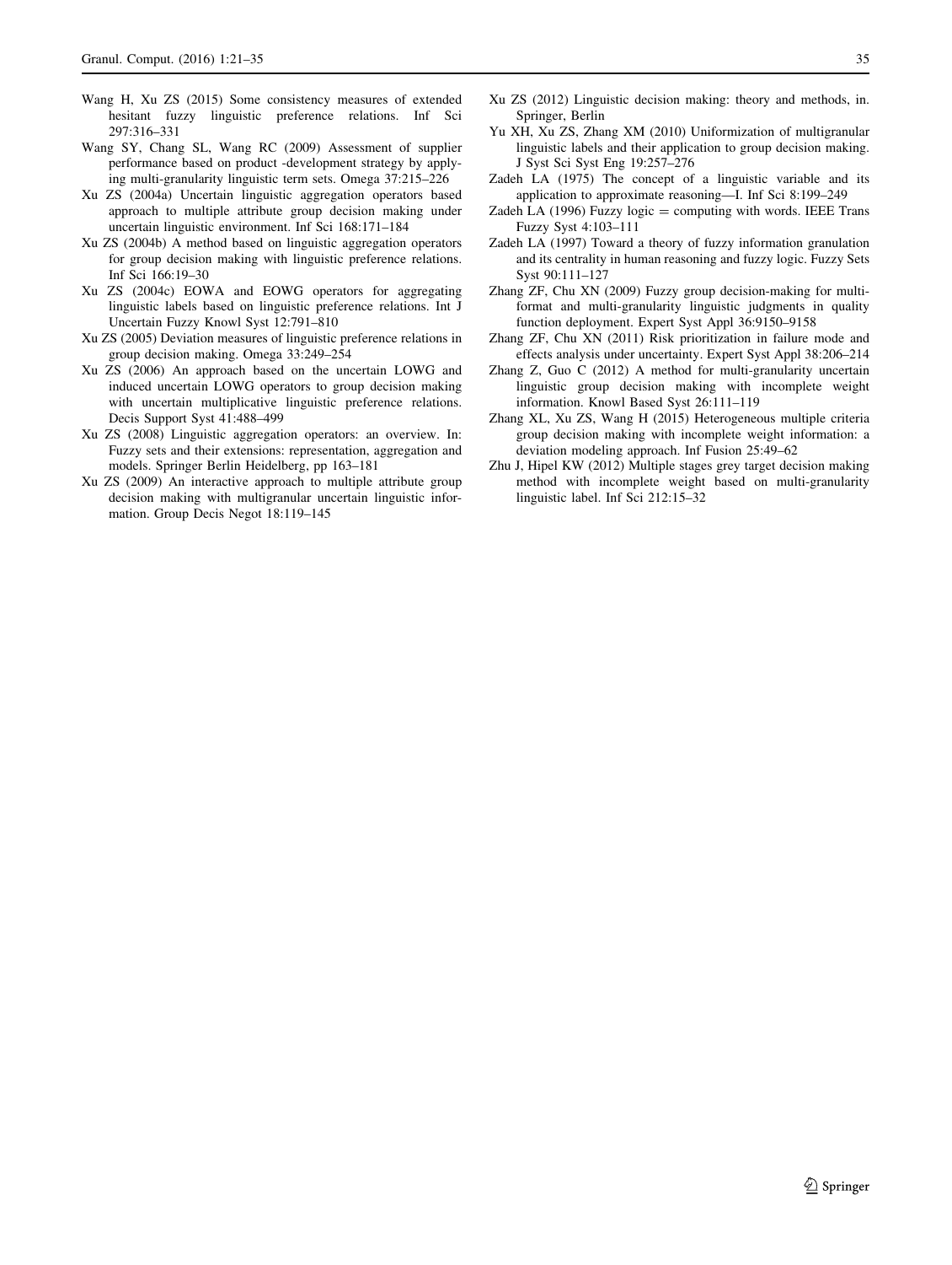Wang H, Xu ZS (2015) Some consistency measures of extended hesitant fuzzy linguistic preference relations. Inf Sci 297:316–331

Wang SY, Chang SL, Wang RC (2009) Assessment of supplier performance based on product -development strategy by applying multi-granularity linguistic term sets. Omega 37:215–226

Xu ZS (2004a) Uncertain linguistic aggregation operators based approach to multiple attribute group decision making under uncertain linguistic environment. Inf Sci 168:171–184

Xu ZS (2004b) A method based on linguistic aggregation operators for group decision making with linguistic preference relations. Inf Sci 166:19–30

Xu ZS (2004c) EOWA and EOWG operators for aggregating linguistic labels based on linguistic preference relations. Int J Uncertain Fuzzy Knowl Syst 12:791–810

Xu ZS (2005) Deviation measures of linguistic preference relations in group decision making. Omega 33:249–254

Xu ZS (2006) An approach based on the uncertain LOWG and induced uncertain LOWG operators to group decision making with uncertain multiplicative linguistic preference relations. Decis Support Syst 41:488–499

Xu ZS (2008) Linguistic aggregation operators: an overview. In: Fuzzy sets and their extensions: representation, aggregation and models. Springer Berlin Heidelberg, pp 163–181

Xu ZS (2009) An interactive approach to multiple attribute group decision making with multigranular uncertain linguistic information. Group Decis Negot 18:119–145

Xu ZS (2012) Linguistic decision making: theory and methods, in. Springer, Berlin

Yu XH, Xu ZS, Zhang XM (2010) Uniformization of multigranular linguistic labels and their application to group decision making. J Syst Sci Syst Eng 19:257–276

Zadeh LA (1975) The concept of a linguistic variable and its application to approximate reasoning—I. Inf Sci 8:199–249

Zadeh LA (1996) Fuzzy logic = computing with words. IEEE Trans Fuzzy Syst 4:103–111

Zadeh LA (1997) Toward a theory of fuzzy information granulation and its centrality in human reasoning and fuzzy logic. Fuzzy Sets Syst 90:111–127

Zhang ZF, Chu XN (2009) Fuzzy group decision-making for multi-format and multi-granularity linguistic judgments in quality function deployment. Expert Syst Appl 36:9150–9158

Zhang ZF, Chu XN (2011) Risk prioritization in failure mode and effects analysis under uncertainty. Expert Syst Appl 38:206–214

Zhang Z, Guo C (2012) A method for multi-granularity uncertain linguistic group decision making with incomplete weight information. Knowl Based Syst 26:111–119

Zhang XL, Xu ZS, Wang H (2015) Heterogeneous multiple criteria group decision making with incomplete weight information: a deviation modeling approach. Inf Fusion 25:49–62

Zhu J, Hipel KW (2012) Multiple stages grey target decision making method with incomplete weight based on multi-granularity linguistic label. Inf Sci 212:15–32